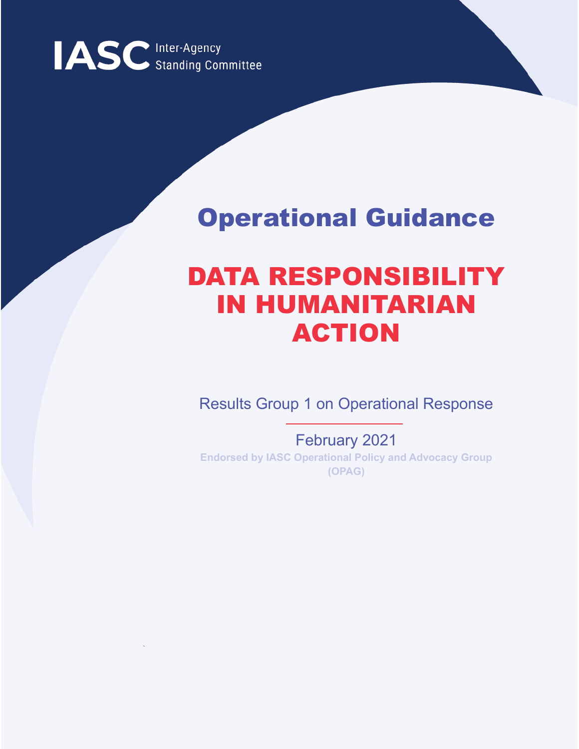IASC Inter-Agency Standing Committee

# Operational Guidance

# DATA RESPONSIBILITY IN HUMANITARIAN ACTION

Results Group 1 on Operational Response

February 2021

**Endorsed by IASC Operational Policy and Advocacy Group (OPAG)**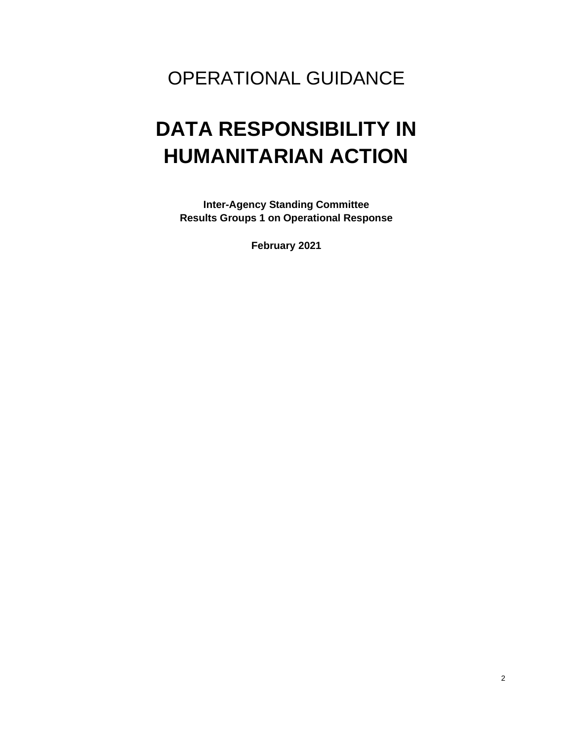OPERATIONAL GUIDANCE

# DATA RESPONSIBILITY IN HUMANITARIAN ACTION

**Inter-Agency Standing Committee**
**Results Groups 1 on Operational Response**

**February 2021**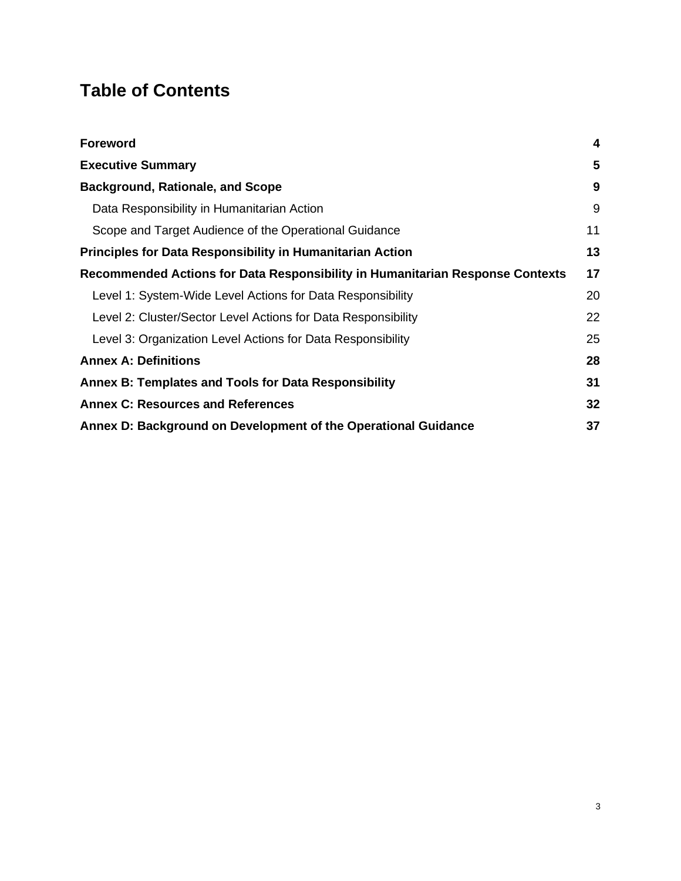# Table of Contents

| | |
|---|---|
| **Foreword** | **4** |
| **Executive Summary** | **5** |
| **Background, Rationale, and Scope** | **9** |
| Data Responsibility in Humanitarian Action | 9 |
| Scope and Target Audience of the Operational Guidance | 11 |
| **Principles for Data Responsibility in Humanitarian Action** | **13** |
| **Recommended Actions for Data Responsibility in Humanitarian Response Contexts** | **17** |
| Level 1: System-Wide Level Actions for Data Responsibility | 20 |
| Level 2: Cluster/Sector Level Actions for Data Responsibility | 22 |
| Level 3: Organization Level Actions for Data Responsibility | 25 |
| **Annex A: Definitions** | **28** |
| **Annex B: Templates and Tools for Data Responsibility** | **31** |
| **Annex C: Resources and References** | **32** |
| **Annex D: Background on Development of the Operational Guidance** | **37** |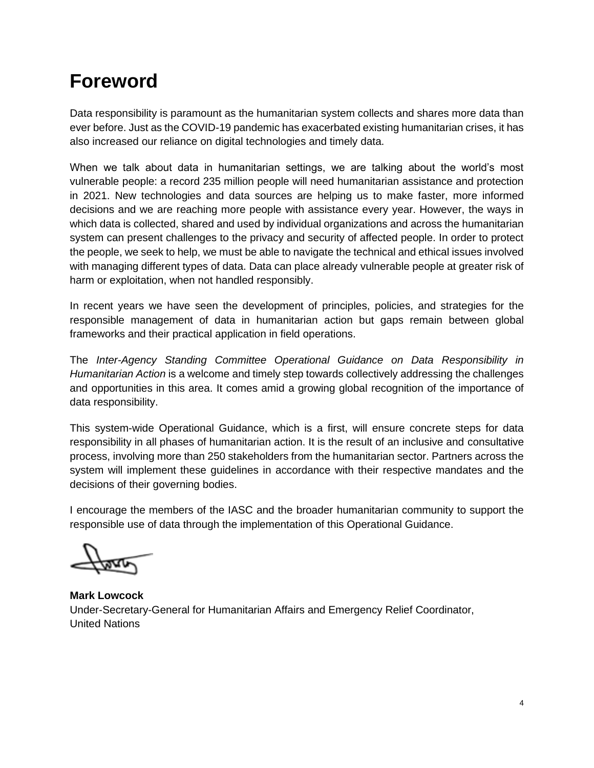# Foreword

Data responsibility is paramount as the humanitarian system collects and shares more data than ever before. Just as the COVID-19 pandemic has exacerbated existing humanitarian crises, it has also increased our reliance on digital technologies and timely data.

When we talk about data in humanitarian settings, we are talking about the world's most vulnerable people: a record 235 million people will need humanitarian assistance and protection in 2021. New technologies and data sources are helping us to make faster, more informed decisions and we are reaching more people with assistance every year. However, the ways in which data is collected, shared and used by individual organizations and across the humanitarian system can present challenges to the privacy and security of affected people. In order to protect the people, we seek to help, we must be able to navigate the technical and ethical issues involved with managing different types of data. Data can place already vulnerable people at greater risk of harm or exploitation, when not handled responsibly.

In recent years we have seen the development of principles, policies, and strategies for the responsible management of data in humanitarian action but gaps remain between global frameworks and their practical application in field operations.

The *Inter-Agency Standing Committee Operational Guidance on Data Responsibility in Humanitarian Action* is a welcome and timely step towards collectively addressing the challenges and opportunities in this area. It comes amid a growing global recognition of the importance of data responsibility.

This system-wide Operational Guidance, which is a first, will ensure concrete steps for data responsibility in all phases of humanitarian action. It is the result of an inclusive and consultative process, involving more than 250 stakeholders from the humanitarian sector. Partners across the system will implement these guidelines in accordance with their respective mandates and the decisions of their governing bodies.

I encourage the members of the IASC and the broader humanitarian community to support the responsible use of data through the implementation of this Operational Guidance.

**Mark Lowcock**
Under-Secretary-General for Humanitarian Affairs and Emergency Relief Coordinator,
United Nations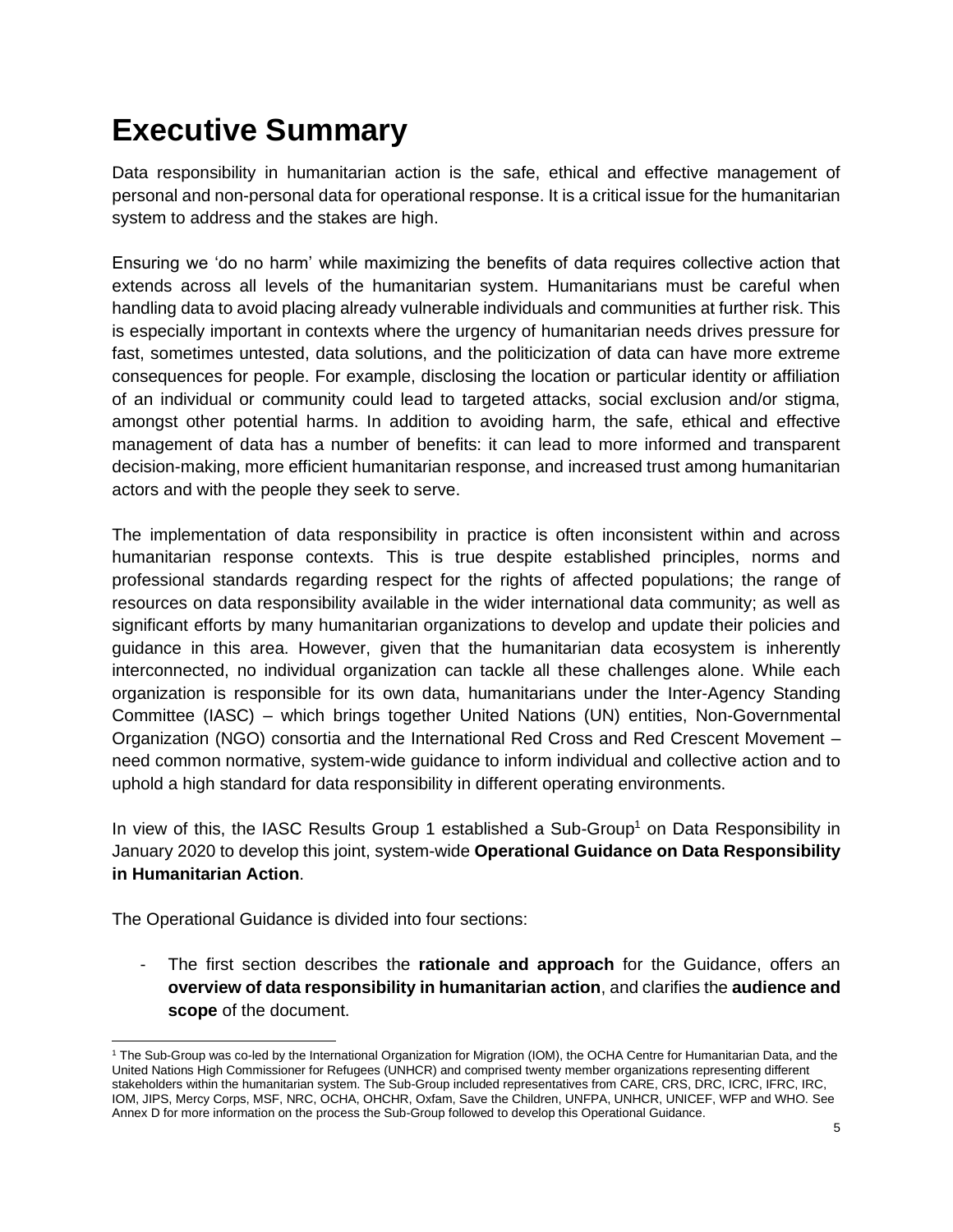# Executive Summary

Data responsibility in humanitarian action is the safe, ethical and effective management of personal and non-personal data for operational response. It is a critical issue for the humanitarian system to address and the stakes are high.

Ensuring we 'do no harm' while maximizing the benefits of data requires collective action that extends across all levels of the humanitarian system. Humanitarians must be careful when handling data to avoid placing already vulnerable individuals and communities at further risk. This is especially important in contexts where the urgency of humanitarian needs drives pressure for fast, sometimes untested, data solutions, and the politicization of data can have more extreme consequences for people. For example, disclosing the location or particular identity or affiliation of an individual or community could lead to targeted attacks, social exclusion and/or stigma, amongst other potential harms. In addition to avoiding harm, the safe, ethical and effective management of data has a number of benefits: it can lead to more informed and transparent decision-making, more efficient humanitarian response, and increased trust among humanitarian actors and with the people they seek to serve.

The implementation of data responsibility in practice is often inconsistent within and across humanitarian response contexts. This is true despite established principles, norms and professional standards regarding respect for the rights of affected populations; the range of resources on data responsibility available in the wider international data community; as well as significant efforts by many humanitarian organizations to develop and update their policies and guidance in this area. However, given that the humanitarian data ecosystem is inherently interconnected, no individual organization can tackle all these challenges alone. While each organization is responsible for its own data, humanitarians under the Inter-Agency Standing Committee (IASC) – which brings together United Nations (UN) entities, Non-Governmental Organization (NGO) consortia and the International Red Cross and Red Crescent Movement – need common normative, system-wide guidance to inform individual and collective action and to uphold a high standard for data responsibility in different operating environments.

In view of this, the IASC Results Group 1 established a Sub-Group[1] on Data Responsibility in January 2020 to develop this joint, system-wide **Operational Guidance on Data Responsibility in Humanitarian Action**.

The Operational Guidance is divided into four sections:

- The first section describes the **rationale and approach** for the Guidance, offers an **overview of data responsibility in humanitarian action**, and clarifies the **audience and scope** of the document.

[1] The Sub-Group was co-led by the International Organization for Migration (IOM), the OCHA Centre for Humanitarian Data, and the United Nations High Commissioner for Refugees (UNHCR) and comprised twenty member organizations representing different stakeholders within the humanitarian system. The Sub-Group included representatives from CARE, CRS, DRC, ICRC, IFRC, IRC, IOM, JIPS, Mercy Corps, MSF, NRC, OCHA, OHCHR, Oxfam, Save the Children, UNFPA, UNHCR, UNICEF, WFP and WHO. See Annex D for more information on the process the Sub-Group followed to develop this Operational Guidance.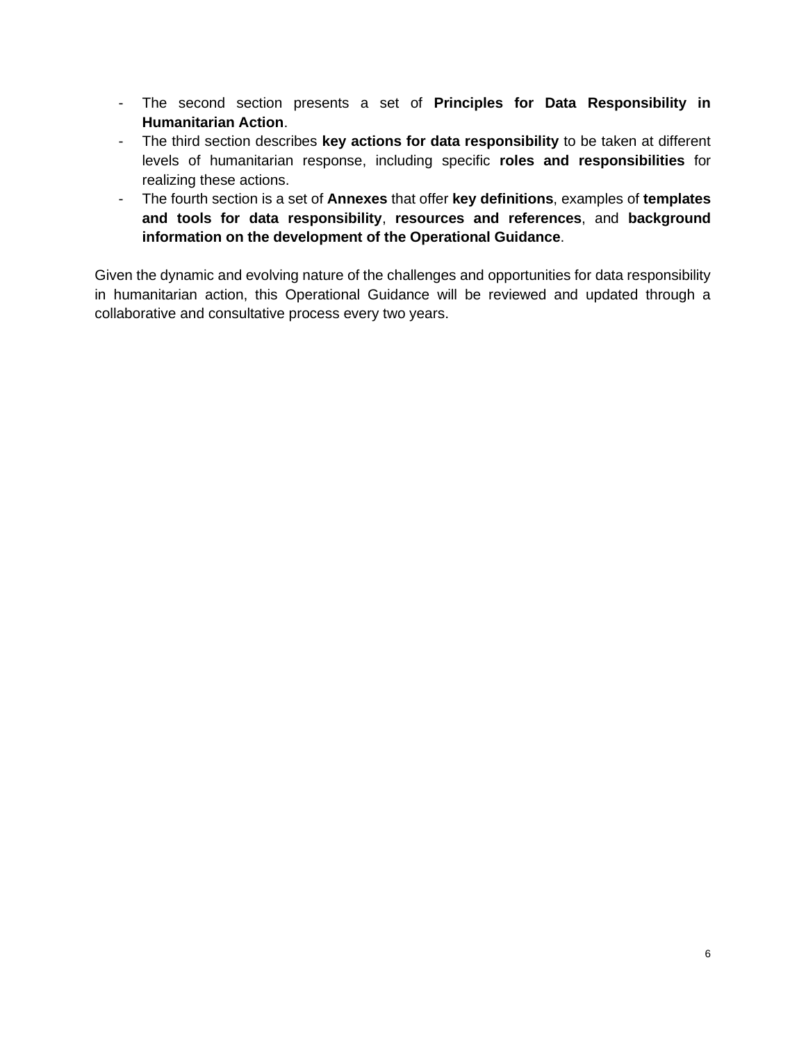- The second section presents a set of **Principles for Data Responsibility in Humanitarian Action**.
- The third section describes **key actions for data responsibility** to be taken at different levels of humanitarian response, including specific **roles and responsibilities** for realizing these actions.
- The fourth section is a set of **Annexes** that offer **key definitions**, examples of **templates and tools for data responsibility**, **resources and references**, and **background information on the development of the Operational Guidance**.

Given the dynamic and evolving nature of the challenges and opportunities for data responsibility in humanitarian action, this Operational Guidance will be reviewed and updated through a collaborative and consultative process every two years.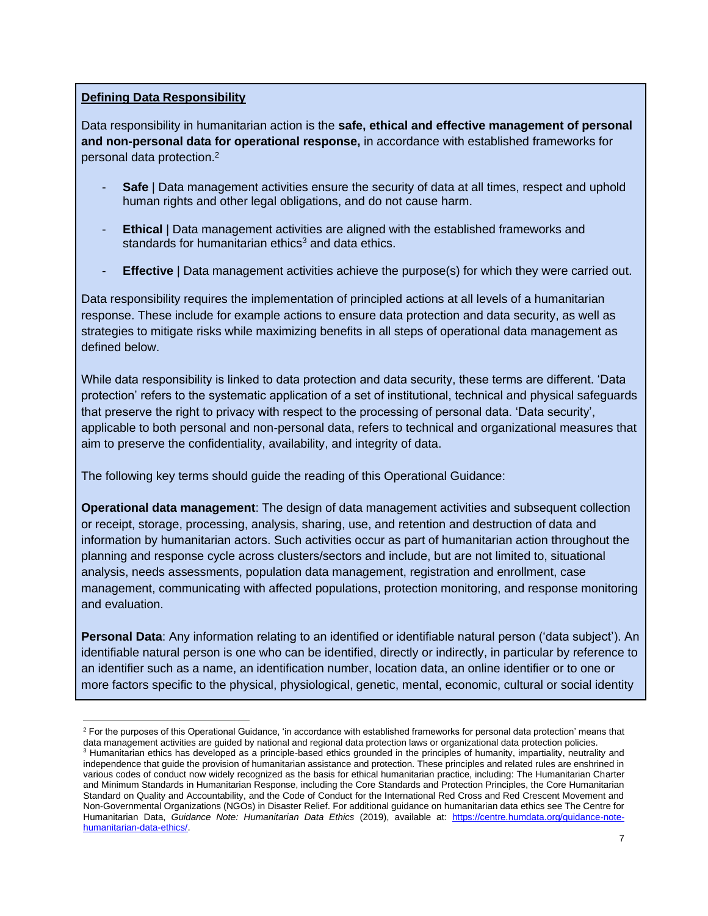**Defining Data Responsibility**

Data responsibility in humanitarian action is the **safe, ethical and effective management of personal and non-personal data for operational response,** in accordance with established frameworks for personal data protection.[2]

- **Safe** | Data management activities ensure the security of data at all times, respect and uphold human rights and other legal obligations, and do not cause harm.
- **Ethical** | Data management activities are aligned with the established frameworks and standards for humanitarian ethics[3] and data ethics.
- **Effective** | Data management activities achieve the purpose(s) for which they were carried out.

Data responsibility requires the implementation of principled actions at all levels of a humanitarian response. These include for example actions to ensure data protection and data security, as well as strategies to mitigate risks while maximizing benefits in all steps of operational data management as defined below.

While data responsibility is linked to data protection and data security, these terms are different. 'Data protection' refers to the systematic application of a set of institutional, technical and physical safeguards that preserve the right to privacy with respect to the processing of personal data. 'Data security', applicable to both personal and non-personal data, refers to technical and organizational measures that aim to preserve the confidentiality, availability, and integrity of data.

The following key terms should guide the reading of this Operational Guidance:

**Operational data management**: The design of data management activities and subsequent collection or receipt, storage, processing, analysis, sharing, use, and retention and destruction of data and information by humanitarian actors. Such activities occur as part of humanitarian action throughout the planning and response cycle across clusters/sectors and include, but are not limited to, situational analysis, needs assessments, population data management, registration and enrollment, case management, communicating with affected populations, protection monitoring, and response monitoring and evaluation.

**Personal Data**: Any information relating to an identified or identifiable natural person ('data subject'). An identifiable natural person is one who can be identified, directly or indirectly, in particular by reference to an identifier such as a name, an identification number, location data, an online identifier or to one or more factors specific to the physical, physiological, genetic, mental, economic, cultural or social identity

---

[2] For the purposes of this Operational Guidance, 'in accordance with established frameworks for personal data protection' means that data management activities are guided by national and regional data protection laws or organizational data protection policies.

[3] Humanitarian ethics has developed as a principle-based ethics grounded in the principles of humanity, impartiality, neutrality and independence that guide the provision of humanitarian assistance and protection. These principles and related rules are enshrined in various codes of conduct now widely recognized as the basis for ethical humanitarian practice, including: The Humanitarian Charter and Minimum Standards in Humanitarian Response, including the Core Standards and Protection Principles, the Core Humanitarian Standard on Quality and Accountability, and the Code of Conduct for the International Red Cross and Red Crescent Movement and Non-Governmental Organizations (NGOs) in Disaster Relief. For additional guidance on humanitarian data ethics see The Centre for Humanitarian Data, *Guidance Note: Humanitarian Data Ethics* (2019), available at: https://centre.humdata.org/guidance-note-humanitarian-data-ethics/.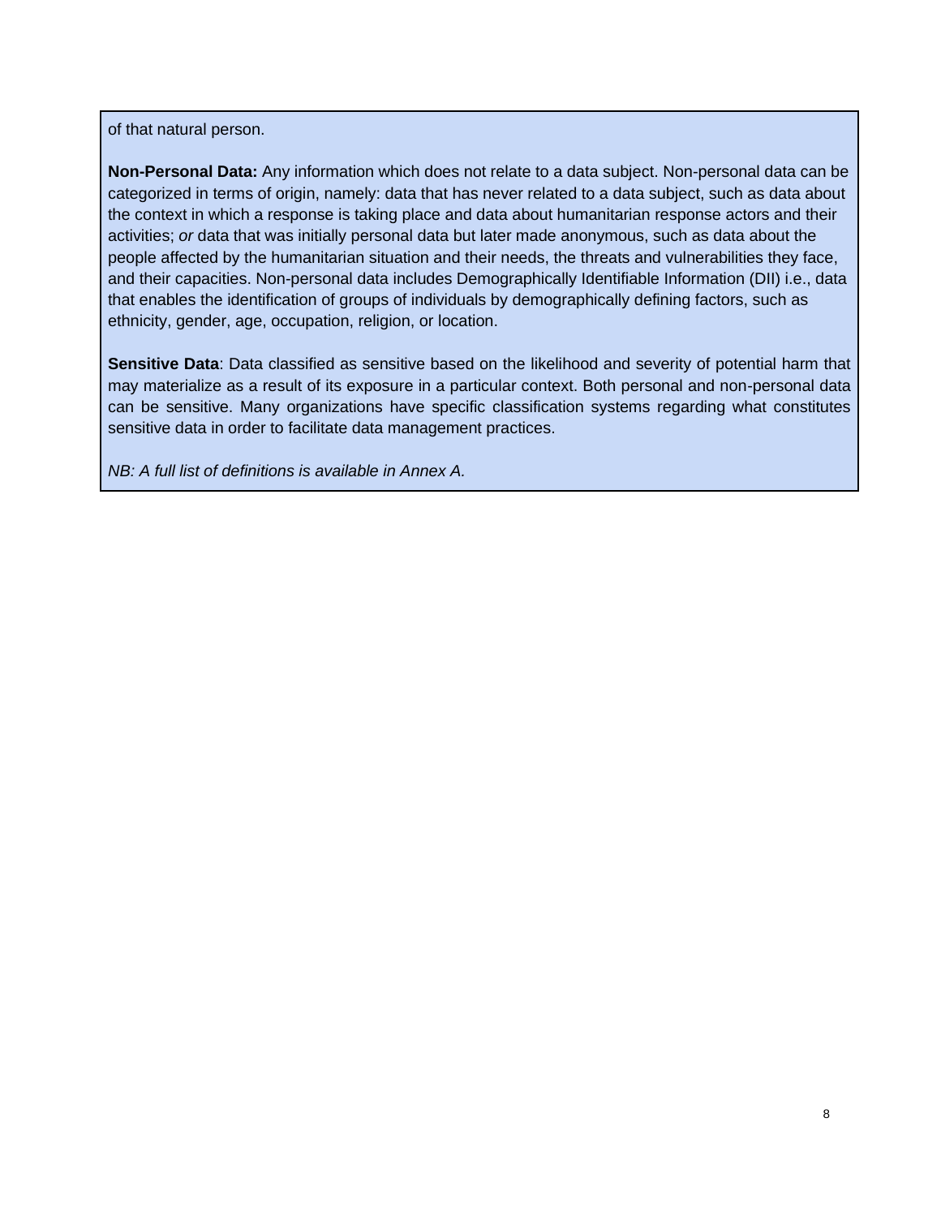of that natural person.

**Non-Personal Data:** Any information which does not relate to a data subject. Non-personal data can be categorized in terms of origin, namely: data that has never related to a data subject, such as data about the context in which a response is taking place and data about humanitarian response actors and their activities; *or* data that was initially personal data but later made anonymous, such as data about the people affected by the humanitarian situation and their needs, the threats and vulnerabilities they face, and their capacities. Non-personal data includes Demographically Identifiable Information (DII) i.e., data that enables the identification of groups of individuals by demographically defining factors, such as ethnicity, gender, age, occupation, religion, or location.

**Sensitive Data**: Data classified as sensitive based on the likelihood and severity of potential harm that may materialize as a result of its exposure in a particular context. Both personal and non-personal data can be sensitive. Many organizations have specific classification systems regarding what constitutes sensitive data in order to facilitate data management practices.

*NB: A full list of definitions is available in Annex A.*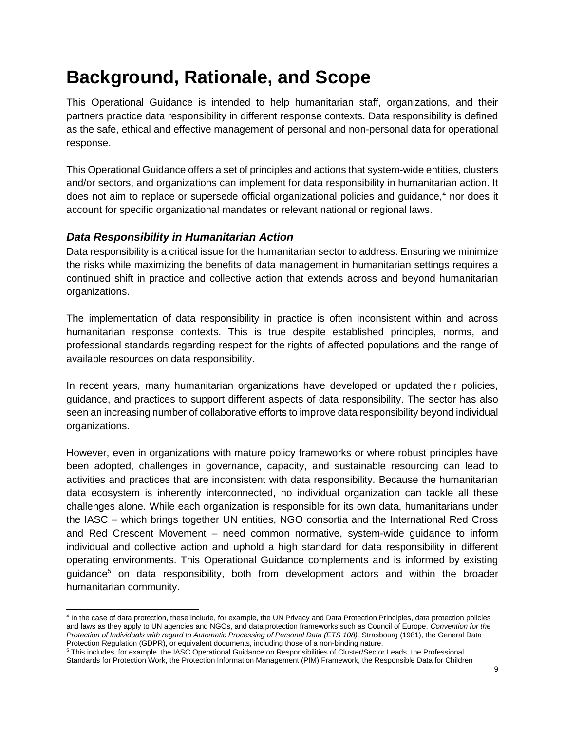# Background, Rationale, and Scope

This Operational Guidance is intended to help humanitarian staff, organizations, and their partners practice data responsibility in different response contexts. Data responsibility is defined as the safe, ethical and effective management of personal and non-personal data for operational response.

This Operational Guidance offers a set of principles and actions that system-wide entities, clusters and/or sectors, and organizations can implement for data responsibility in humanitarian action. It does not aim to replace or supersede official organizational policies and guidance,[4] nor does it account for specific organizational mandates or relevant national or regional laws.

### *Data Responsibility in Humanitarian Action*

Data responsibility is a critical issue for the humanitarian sector to address. Ensuring we minimize the risks while maximizing the benefits of data management in humanitarian settings requires a continued shift in practice and collective action that extends across and beyond humanitarian organizations.

The implementation of data responsibility in practice is often inconsistent within and across humanitarian response contexts. This is true despite established principles, norms, and professional standards regarding respect for the rights of affected populations and the range of available resources on data responsibility.

In recent years, many humanitarian organizations have developed or updated their policies, guidance, and practices to support different aspects of data responsibility. The sector has also seen an increasing number of collaborative efforts to improve data responsibility beyond individual organizations.

However, even in organizations with mature policy frameworks or where robust principles have been adopted, challenges in governance, capacity, and sustainable resourcing can lead to activities and practices that are inconsistent with data responsibility. Because the humanitarian data ecosystem is inherently interconnected, no individual organization can tackle all these challenges alone. While each organization is responsible for its own data, humanitarians under the IASC – which brings together UN entities, NGO consortia and the International Red Cross and Red Crescent Movement – need common normative, system-wide guidance to inform individual and collective action and uphold a high standard for data responsibility in different operating environments. This Operational Guidance complements and is informed by existing guidance[5] on data responsibility, both from development actors and within the broader humanitarian community.

---

[4] In the case of data protection, these include, for example, the UN Privacy and Data Protection Principles, data protection policies and laws as they apply to UN agencies and NGOs, and data protection frameworks such as Council of Europe, *Convention for the Protection of Individuals with regard to Automatic Processing of Personal Data (ETS 108),* Strasbourg (1981), the General Data Protection Regulation (GDPR), or equivalent documents, including those of a non-binding nature.

[5] This includes, for example, the IASC Operational Guidance on Responsibilities of Cluster/Sector Leads, the Professional Standards for Protection Work, the Protection Information Management (PIM) Framework, the Responsible Data for Children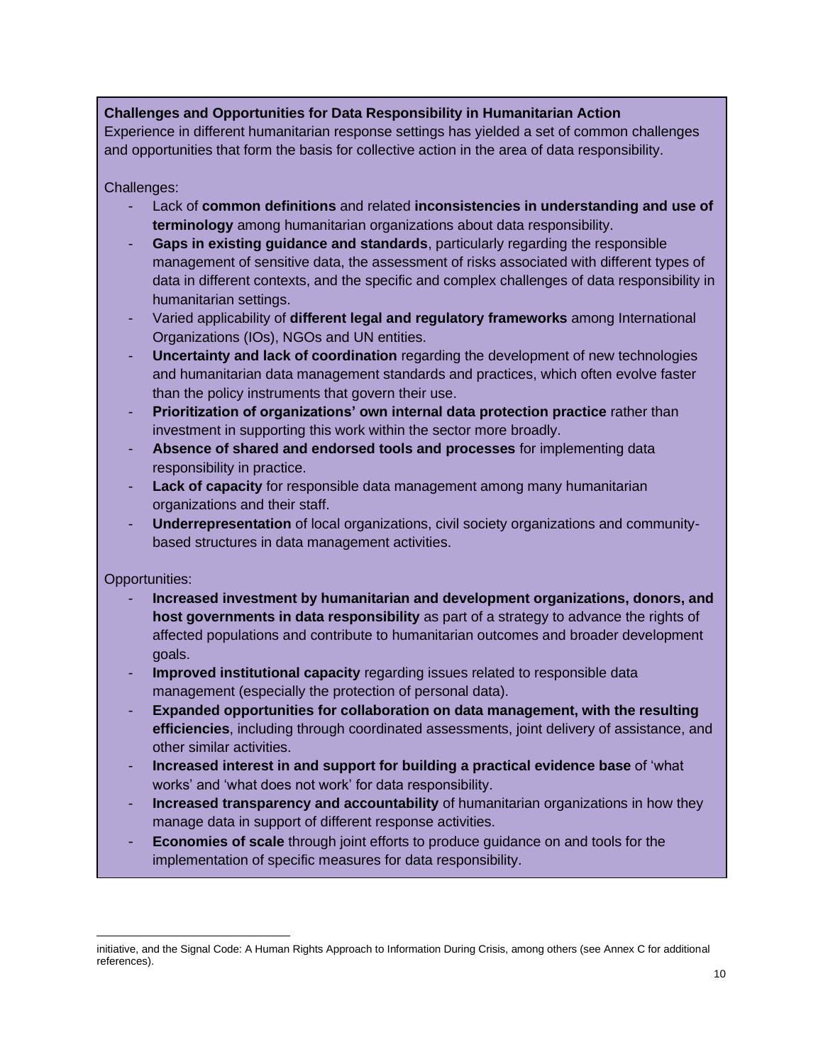**Challenges and Opportunities for Data Responsibility in Humanitarian Action**

Experience in different humanitarian response settings has yielded a set of common challenges and opportunities that form the basis for collective action in the area of data responsibility.

Challenges:

- Lack of **common definitions** and related **inconsistencies in understanding and use of terminology** among humanitarian organizations about data responsibility.
- **Gaps in existing guidance and standards**, particularly regarding the responsible management of sensitive data, the assessment of risks associated with different types of data in different contexts, and the specific and complex challenges of data responsibility in humanitarian settings.
- Varied applicability of **different legal and regulatory frameworks** among International Organizations (IOs), NGOs and UN entities.
- **Uncertainty and lack of coordination** regarding the development of new technologies and humanitarian data management standards and practices, which often evolve faster than the policy instruments that govern their use.
- **Prioritization of organizations' own internal data protection practice** rather than investment in supporting this work within the sector more broadly.
- **Absence of shared and endorsed tools and processes** for implementing data responsibility in practice.
- **Lack of capacity** for responsible data management among many humanitarian organizations and their staff.
- **Underrepresentation** of local organizations, civil society organizations and community-based structures in data management activities.

Opportunities:

- **Increased investment by humanitarian and development organizations, donors, and host governments in data responsibility** as part of a strategy to advance the rights of affected populations and contribute to humanitarian outcomes and broader development goals.
- **Improved institutional capacity** regarding issues related to responsible data management (especially the protection of personal data).
- **Expanded opportunities for collaboration on data management, with the resulting efficiencies**, including through coordinated assessments, joint delivery of assistance, and other similar activities.
- **Increased interest in and support for building a practical evidence base** of 'what works' and 'what does not work' for data responsibility.
- **Increased transparency and accountability** of humanitarian organizations in how they manage data in support of different response activities.
- **Economies of scale** through joint efforts to produce guidance on and tools for the implementation of specific measures for data responsibility.

initiative, and the Signal Code: A Human Rights Approach to Information During Crisis, among others (see Annex C for additional references).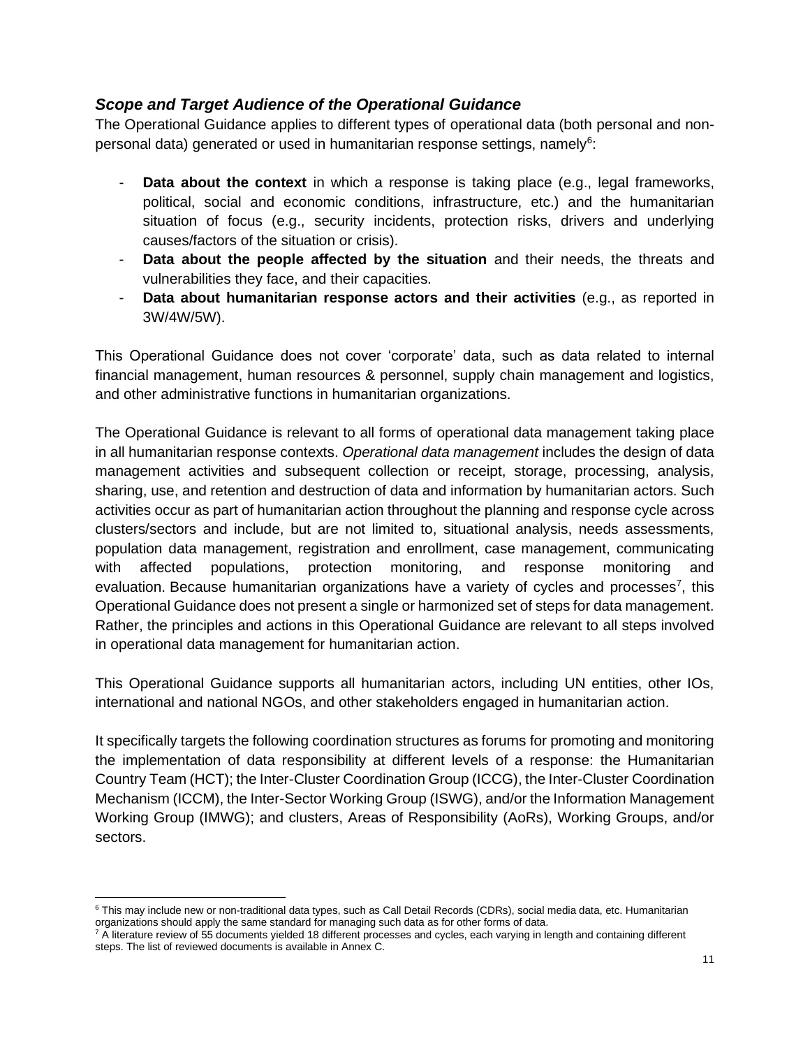### *Scope and Target Audience of the Operational Guidance*

The Operational Guidance applies to different types of operational data (both personal and non-personal data) generated or used in humanitarian response settings, namely[6]:

- **Data about the context** in which a response is taking place (e.g., legal frameworks, political, social and economic conditions, infrastructure, etc.) and the humanitarian situation of focus (e.g., security incidents, protection risks, drivers and underlying causes/factors of the situation or crisis).
- **Data about the people affected by the situation** and their needs, the threats and vulnerabilities they face, and their capacities.
- **Data about humanitarian response actors and their activities** (e.g., as reported in 3W/4W/5W).

This Operational Guidance does not cover 'corporate' data, such as data related to internal financial management, human resources & personnel, supply chain management and logistics, and other administrative functions in humanitarian organizations.

The Operational Guidance is relevant to all forms of operational data management taking place in all humanitarian response contexts. *Operational data management* includes the design of data management activities and subsequent collection or receipt, storage, processing, analysis, sharing, use, and retention and destruction of data and information by humanitarian actors. Such activities occur as part of humanitarian action throughout the planning and response cycle across clusters/sectors and include, but are not limited to, situational analysis, needs assessments, population data management, registration and enrollment, case management, communicating with affected populations, protection monitoring, and response monitoring and evaluation. Because humanitarian organizations have a variety of cycles and processes[7], this Operational Guidance does not present a single or harmonized set of steps for data management. Rather, the principles and actions in this Operational Guidance are relevant to all steps involved in operational data management for humanitarian action.

This Operational Guidance supports all humanitarian actors, including UN entities, other IOs, international and national NGOs, and other stakeholders engaged in humanitarian action.

It specifically targets the following coordination structures as forums for promoting and monitoring the implementation of data responsibility at different levels of a response: the Humanitarian Country Team (HCT); the Inter-Cluster Coordination Group (ICCG), the Inter-Cluster Coordination Mechanism (ICCM), the Inter-Sector Working Group (ISWG), and/or the Information Management Working Group (IMWG); and clusters, Areas of Responsibility (AoRs), Working Groups, and/or sectors.

---

[6] This may include new or non-traditional data types, such as Call Detail Records (CDRs), social media data, etc. Humanitarian organizations should apply the same standard for managing such data as for other forms of data.

[7] A literature review of 55 documents yielded 18 different processes and cycles, each varying in length and containing different steps. The list of reviewed documents is available in Annex C.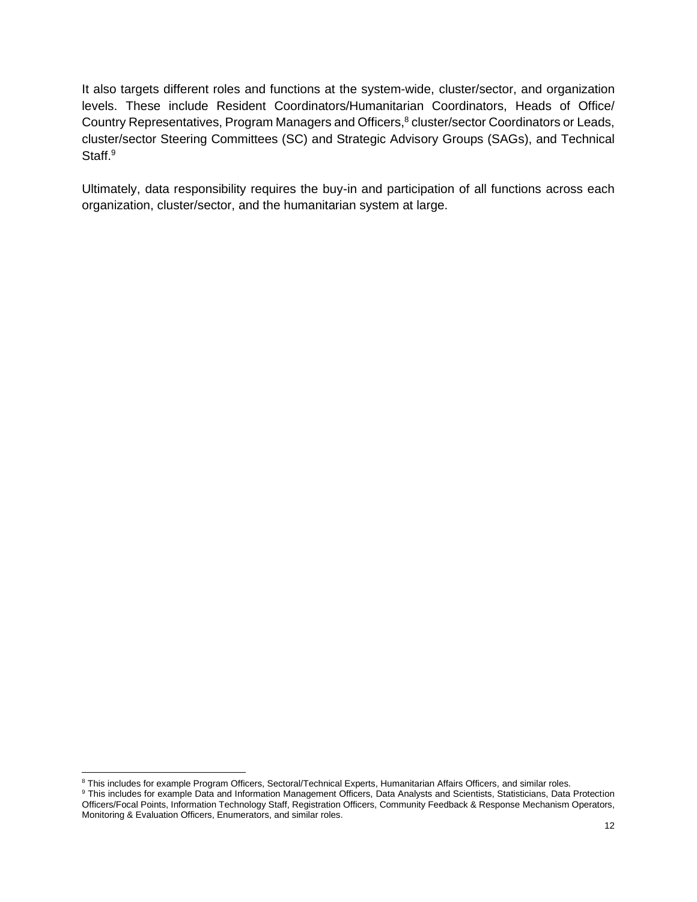It also targets different roles and functions at the system-wide, cluster/sector, and organization levels. These include Resident Coordinators/Humanitarian Coordinators, Heads of Office/ Country Representatives, Program Managers and Officers,[8] cluster/sector Coordinators or Leads, cluster/sector Steering Committees (SC) and Strategic Advisory Groups (SAGs), and Technical Staff.[9]

Ultimately, data responsibility requires the buy-in and participation of all functions across each organization, cluster/sector, and the humanitarian system at large.

---

[8] This includes for example Program Officers, Sectoral/Technical Experts, Humanitarian Affairs Officers, and similar roles.

[9] This includes for example Data and Information Management Officers, Data Analysts and Scientists, Statisticians, Data Protection Officers/Focal Points, Information Technology Staff, Registration Officers, Community Feedback & Response Mechanism Operators, Monitoring & Evaluation Officers, Enumerators, and similar roles.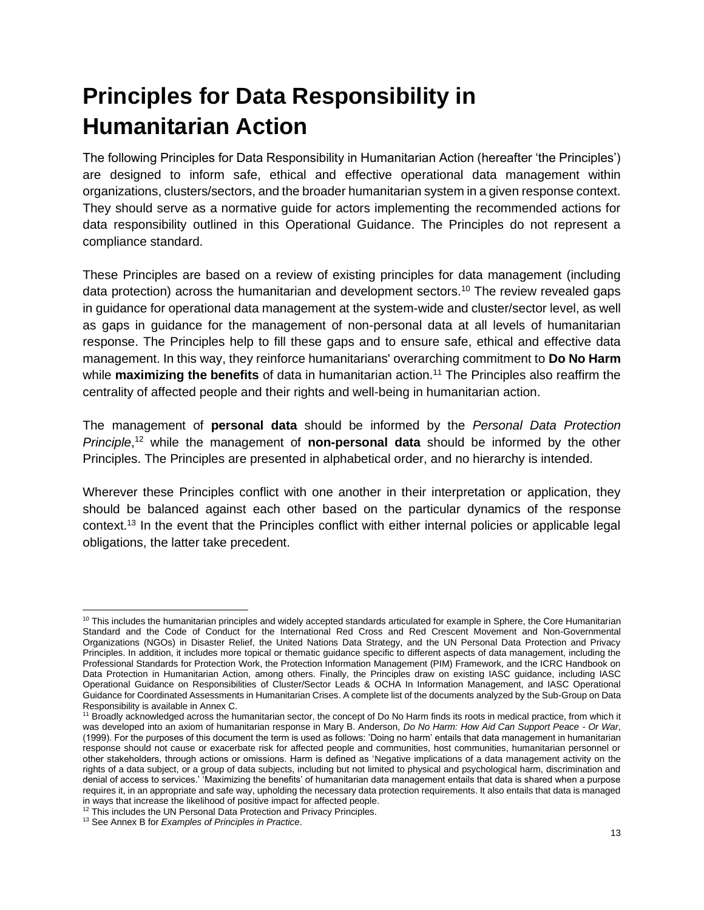# Principles for Data Responsibility in Humanitarian Action

The following Principles for Data Responsibility in Humanitarian Action (hereafter 'the Principles') are designed to inform safe, ethical and effective operational data management within organizations, clusters/sectors, and the broader humanitarian system in a given response context. They should serve as a normative guide for actors implementing the recommended actions for data responsibility outlined in this Operational Guidance. The Principles do not represent a compliance standard.

These Principles are based on a review of existing principles for data management (including data protection) across the humanitarian and development sectors.[10] The review revealed gaps in guidance for operational data management at the system-wide and cluster/sector level, as well as gaps in guidance for the management of non-personal data at all levels of humanitarian response. The Principles help to fill these gaps and to ensure safe, ethical and effective data management. In this way, they reinforce humanitarians' overarching commitment to **Do No Harm** while **maximizing the benefits** of data in humanitarian action.[11] The Principles also reaffirm the centrality of affected people and their rights and well-being in humanitarian action.

The management of **personal data** should be informed by the *Personal Data Protection Principle*,[12] while the management of **non-personal data** should be informed by the other Principles. The Principles are presented in alphabetical order, and no hierarchy is intended.

Wherever these Principles conflict with one another in their interpretation or application, they should be balanced against each other based on the particular dynamics of the response context.[13] In the event that the Principles conflict with either internal policies or applicable legal obligations, the latter take precedent.

---

[10] This includes the humanitarian principles and widely accepted standards articulated for example in Sphere, the Core Humanitarian Standard and the Code of Conduct for the International Red Cross and Red Crescent Movement and Non-Governmental Organizations (NGOs) in Disaster Relief, the United Nations Data Strategy, and the UN Personal Data Protection and Privacy Principles. In addition, it includes more topical or thematic guidance specific to different aspects of data management, including the Professional Standards for Protection Work, the Protection Information Management (PIM) Framework, and the ICRC Handbook on Data Protection in Humanitarian Action, among others. Finally, the Principles draw on existing IASC guidance, including IASC Operational Guidance on Responsibilities of Cluster/Sector Leads & OCHA In Information Management, and IASC Operational Guidance for Coordinated Assessments in Humanitarian Crises. A complete list of the documents analyzed by the Sub-Group on Data Responsibility is available in Annex C.

[11] Broadly acknowledged across the humanitarian sector, the concept of Do No Harm finds its roots in medical practice, from which it was developed into an axiom of humanitarian response in Mary B. Anderson, *Do No Harm: How Aid Can Support Peace - Or War*, (1999). For the purposes of this document the term is used as follows: 'Doing no harm' entails that data management in humanitarian response should not cause or exacerbate risk for affected people and communities, host communities, humanitarian personnel or other stakeholders, through actions or omissions. Harm is defined as 'Negative implications of a data management activity on the rights of a data subject, or a group of data subjects, including but not limited to physical and psychological harm, discrimination and denial of access to services.' 'Maximizing the benefits' of humanitarian data management entails that data is shared when a purpose requires it, in an appropriate and safe way, upholding the necessary data protection requirements. It also entails that data is managed in ways that increase the likelihood of positive impact for affected people.

[12] This includes the UN Personal Data Protection and Privacy Principles.

[13] See Annex B for *Examples of Principles in Practice*.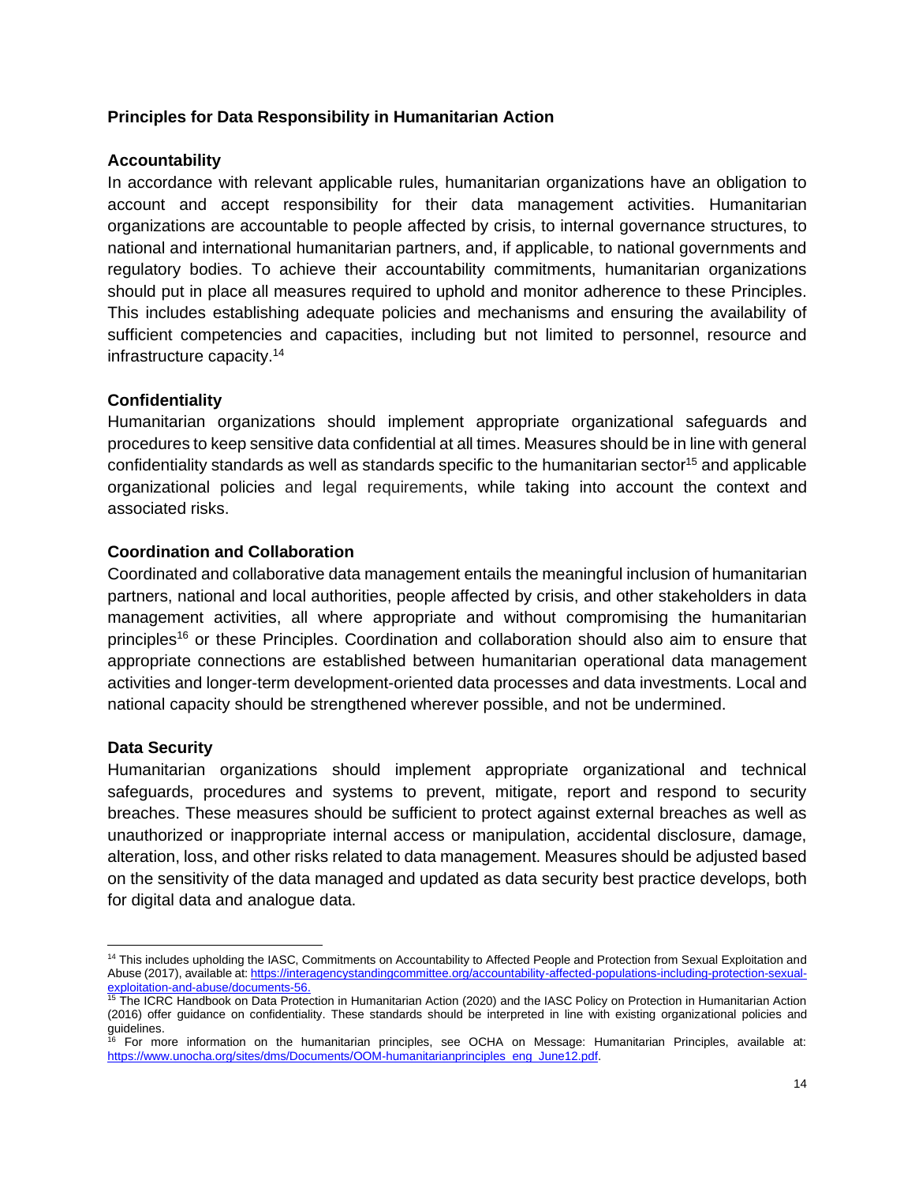## Principles for Data Responsibility in Humanitarian Action

### Accountability

In accordance with relevant applicable rules, humanitarian organizations have an obligation to account and accept responsibility for their data management activities. Humanitarian organizations are accountable to people affected by crisis, to internal governance structures, to national and international humanitarian partners, and, if applicable, to national governments and regulatory bodies. To achieve their accountability commitments, humanitarian organizations should put in place all measures required to uphold and monitor adherence to these Principles. This includes establishing adequate policies and mechanisms and ensuring the availability of sufficient competencies and capacities, including but not limited to personnel, resource and infrastructure capacity.[14]

### Confidentiality

Humanitarian organizations should implement appropriate organizational safeguards and procedures to keep sensitive data confidential at all times. Measures should be in line with general confidentiality standards as well as standards specific to the humanitarian sector[15] and applicable organizational policies and legal requirements, while taking into account the context and associated risks.

### Coordination and Collaboration

Coordinated and collaborative data management entails the meaningful inclusion of humanitarian partners, national and local authorities, people affected by crisis, and other stakeholders in data management activities, all where appropriate and without compromising the humanitarian principles[16] or these Principles. Coordination and collaboration should also aim to ensure that appropriate connections are established between humanitarian operational data management activities and longer-term development-oriented data processes and data investments. Local and national capacity should be strengthened wherever possible, and not be undermined.

### Data Security

Humanitarian organizations should implement appropriate organizational and technical safeguards, procedures and systems to prevent, mitigate, report and respond to security breaches. These measures should be sufficient to protect against external breaches as well as unauthorized or inappropriate internal access or manipulation, accidental disclosure, damage, alteration, loss, and other risks related to data management. Measures should be adjusted based on the sensitivity of the data managed and updated as data security best practice develops, both for digital data and analogue data.

---

[14] This includes upholding the IASC, Commitments on Accountability to Affected People and Protection from Sexual Exploitation and Abuse (2017), available at: https://interagencystandingcommittee.org/accountability-affected-populations-including-protection-sexual-exploitation-and-abuse/documents-56.

[15] The ICRC Handbook on Data Protection in Humanitarian Action (2020) and the IASC Policy on Protection in Humanitarian Action (2016) offer guidance on confidentiality. These standards should be interpreted in line with existing organizational policies and guidelines.

[16] For more information on the humanitarian principles, see OCHA on Message: Humanitarian Principles, available at: https://www.unocha.org/sites/dms/Documents/OOM-humanitarianprinciples_eng_June12.pdf.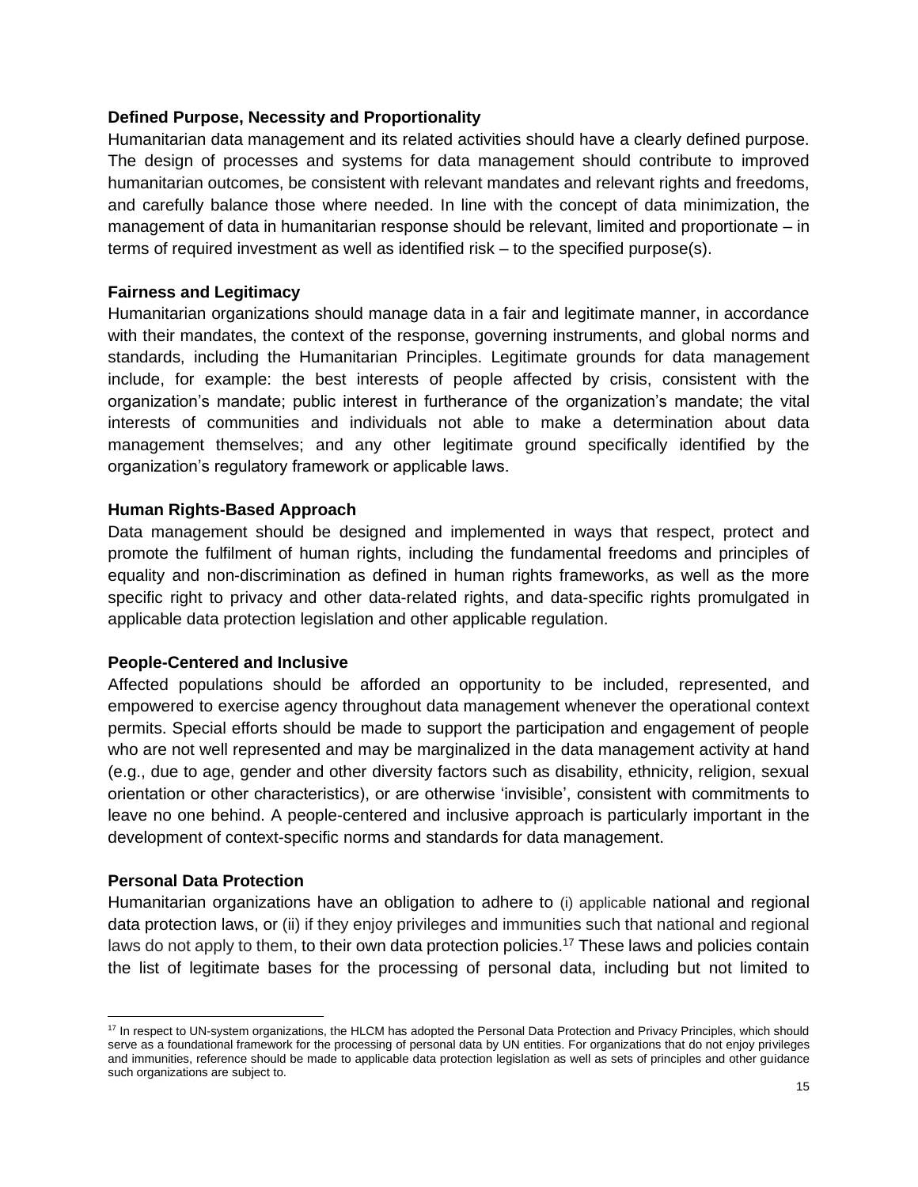### Defined Purpose, Necessity and Proportionality

Humanitarian data management and its related activities should have a clearly defined purpose. The design of processes and systems for data management should contribute to improved humanitarian outcomes, be consistent with relevant mandates and relevant rights and freedoms, and carefully balance those where needed. In line with the concept of data minimization, the management of data in humanitarian response should be relevant, limited and proportionate – in terms of required investment as well as identified risk – to the specified purpose(s).

### Fairness and Legitimacy

Humanitarian organizations should manage data in a fair and legitimate manner, in accordance with their mandates, the context of the response, governing instruments, and global norms and standards, including the Humanitarian Principles. Legitimate grounds for data management include, for example: the best interests of people affected by crisis, consistent with the organization's mandate; public interest in furtherance of the organization's mandate; the vital interests of communities and individuals not able to make a determination about data management themselves; and any other legitimate ground specifically identified by the organization's regulatory framework or applicable laws.

### Human Rights-Based Approach

Data management should be designed and implemented in ways that respect, protect and promote the fulfilment of human rights, including the fundamental freedoms and principles of equality and non-discrimination as defined in human rights frameworks, as well as the more specific right to privacy and other data-related rights, and data-specific rights promulgated in applicable data protection legislation and other applicable regulation.

### People-Centered and Inclusive

Affected populations should be afforded an opportunity to be included, represented, and empowered to exercise agency throughout data management whenever the operational context permits. Special efforts should be made to support the participation and engagement of people who are not well represented and may be marginalized in the data management activity at hand (e.g., due to age, gender and other diversity factors such as disability, ethnicity, religion, sexual orientation or other characteristics), or are otherwise 'invisible', consistent with commitments to leave no one behind. A people-centered and inclusive approach is particularly important in the development of context-specific norms and standards for data management.

### Personal Data Protection

Humanitarian organizations have an obligation to adhere to (i) applicable national and regional data protection laws, or (ii) if they enjoy privileges and immunities such that national and regional laws do not apply to them, to their own data protection policies.[17] These laws and policies contain the list of legitimate bases for the processing of personal data, including but not limited to

---

[17] In respect to UN-system organizations, the HLCM has adopted the Personal Data Protection and Privacy Principles, which should serve as a foundational framework for the processing of personal data by UN entities. For organizations that do not enjoy privileges and immunities, reference should be made to applicable data protection legislation as well as sets of principles and other guidance such organizations are subject to.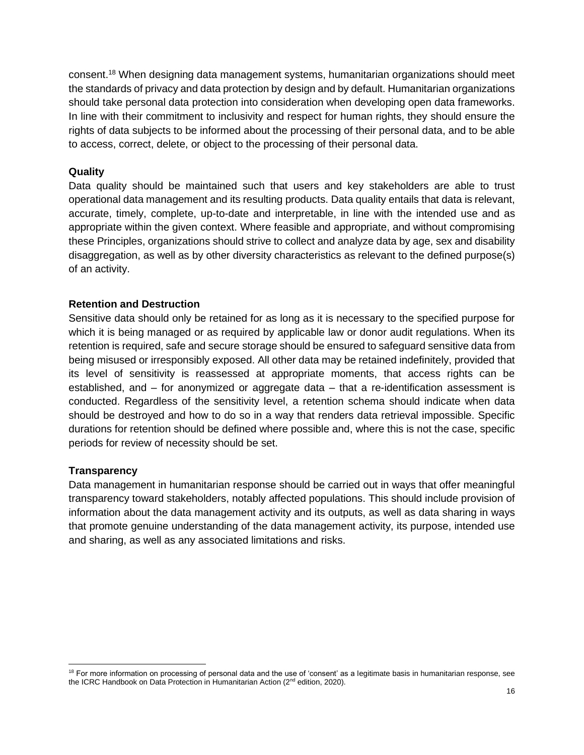consent.[18] When designing data management systems, humanitarian organizations should meet the standards of privacy and data protection by design and by default. Humanitarian organizations should take personal data protection into consideration when developing open data frameworks. In line with their commitment to inclusivity and respect for human rights, they should ensure the rights of data subjects to be informed about the processing of their personal data, and to be able to access, correct, delete, or object to the processing of their personal data.

**Quality**

Data quality should be maintained such that users and key stakeholders are able to trust operational data management and its resulting products. Data quality entails that data is relevant, accurate, timely, complete, up-to-date and interpretable, in line with the intended use and as appropriate within the given context. Where feasible and appropriate, and without compromising these Principles, organizations should strive to collect and analyze data by age, sex and disability disaggregation, as well as by other diversity characteristics as relevant to the defined purpose(s) of an activity.

**Retention and Destruction**

Sensitive data should only be retained for as long as it is necessary to the specified purpose for which it is being managed or as required by applicable law or donor audit regulations. When its retention is required, safe and secure storage should be ensured to safeguard sensitive data from being misused or irresponsibly exposed. All other data may be retained indefinitely, provided that its level of sensitivity is reassessed at appropriate moments, that access rights can be established, and – for anonymized or aggregate data – that a re-identification assessment is conducted. Regardless of the sensitivity level, a retention schema should indicate when data should be destroyed and how to do so in a way that renders data retrieval impossible. Specific durations for retention should be defined where possible and, where this is not the case, specific periods for review of necessity should be set.

**Transparency**

Data management in humanitarian response should be carried out in ways that offer meaningful transparency toward stakeholders, notably affected populations. This should include provision of information about the data management activity and its outputs, as well as data sharing in ways that promote genuine understanding of the data management activity, its purpose, intended use and sharing, as well as any associated limitations and risks.

---

[18] For more information on processing of personal data and the use of 'consent' as a legitimate basis in humanitarian response, see the ICRC Handbook on Data Protection in Humanitarian Action (2nd edition, 2020).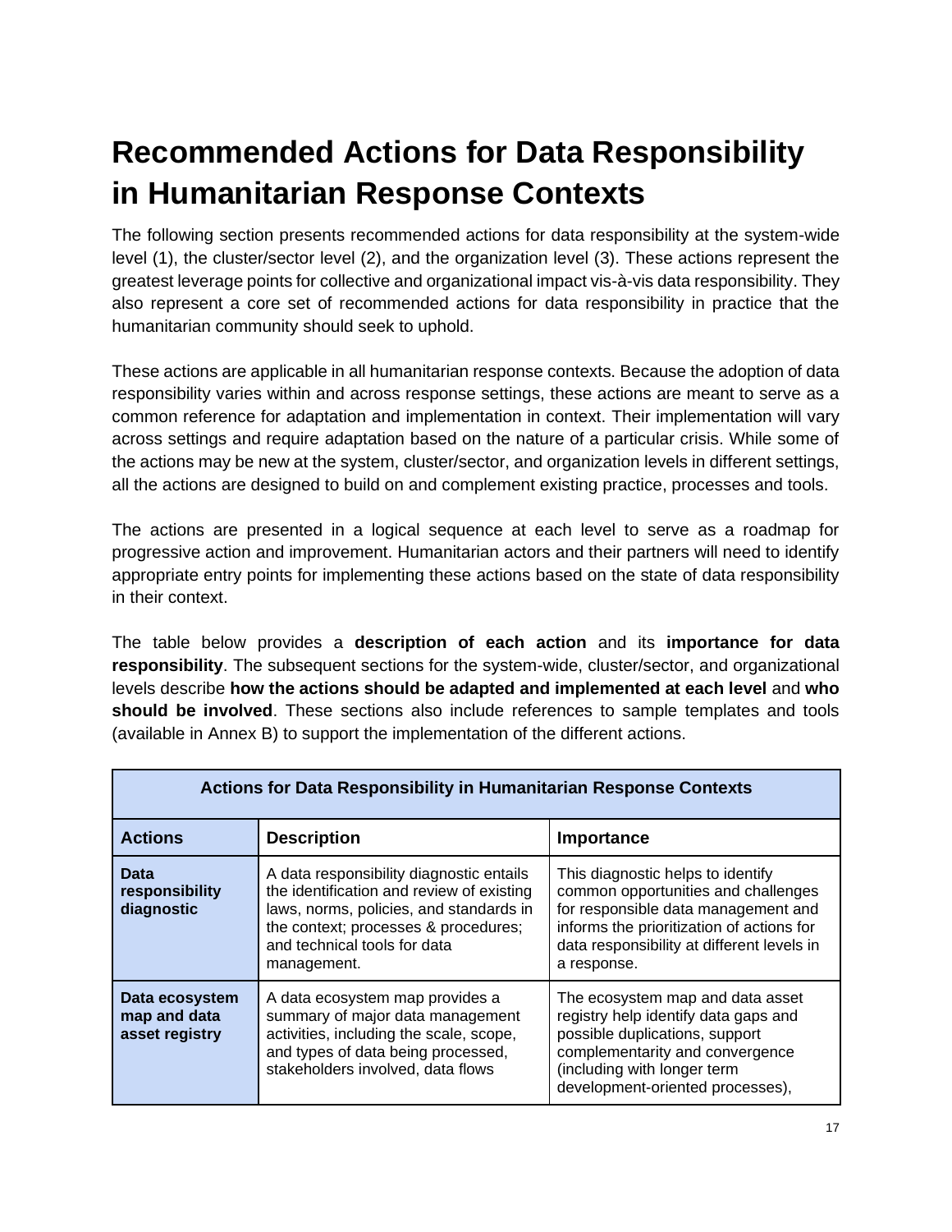# Recommended Actions for Data Responsibility in Humanitarian Response Contexts

The following section presents recommended actions for data responsibility at the system-wide level (1), the cluster/sector level (2), and the organization level (3). These actions represent the greatest leverage points for collective and organizational impact vis-à-vis data responsibility. They also represent a core set of recommended actions for data responsibility in practice that the humanitarian community should seek to uphold.

These actions are applicable in all humanitarian response contexts. Because the adoption of data responsibility varies within and across response settings, these actions are meant to serve as a common reference for adaptation and implementation in context. Their implementation will vary across settings and require adaptation based on the nature of a particular crisis. While some of the actions may be new at the system, cluster/sector, and organization levels in different settings, all the actions are designed to build on and complement existing practice, processes and tools.

The actions are presented in a logical sequence at each level to serve as a roadmap for progressive action and improvement. Humanitarian actors and their partners will need to identify appropriate entry points for implementing these actions based on the state of data responsibility in their context.

The table below provides a **description of each action** and its **importance for data responsibility**. The subsequent sections for the system-wide, cluster/sector, and organizational levels describe **how the actions should be adapted and implemented at each level** and **who should be involved**. These sections also include references to sample templates and tools (available in Annex B) to support the implementation of the different actions.

| Actions for Data Responsibility in Humanitarian Response Contexts | | |
|---|---|---|
| **Actions** | **Description** | **Importance** |
| **Data responsibility diagnostic** | A data responsibility diagnostic entails the identification and review of existing laws, norms, policies, and standards in the context; processes & procedures; and technical tools for data management. | This diagnostic helps to identify common opportunities and challenges for responsible data management and informs the prioritization of actions for data responsibility at different levels in a response. |
| **Data ecosystem map and data asset registry** | A data ecosystem map provides a summary of major data management activities, including the scale, scope, and types of data being processed, stakeholders involved, data flows | The ecosystem map and data asset registry help identify data gaps and possible duplications, support complementarity and convergence (including with longer term development-oriented processes), |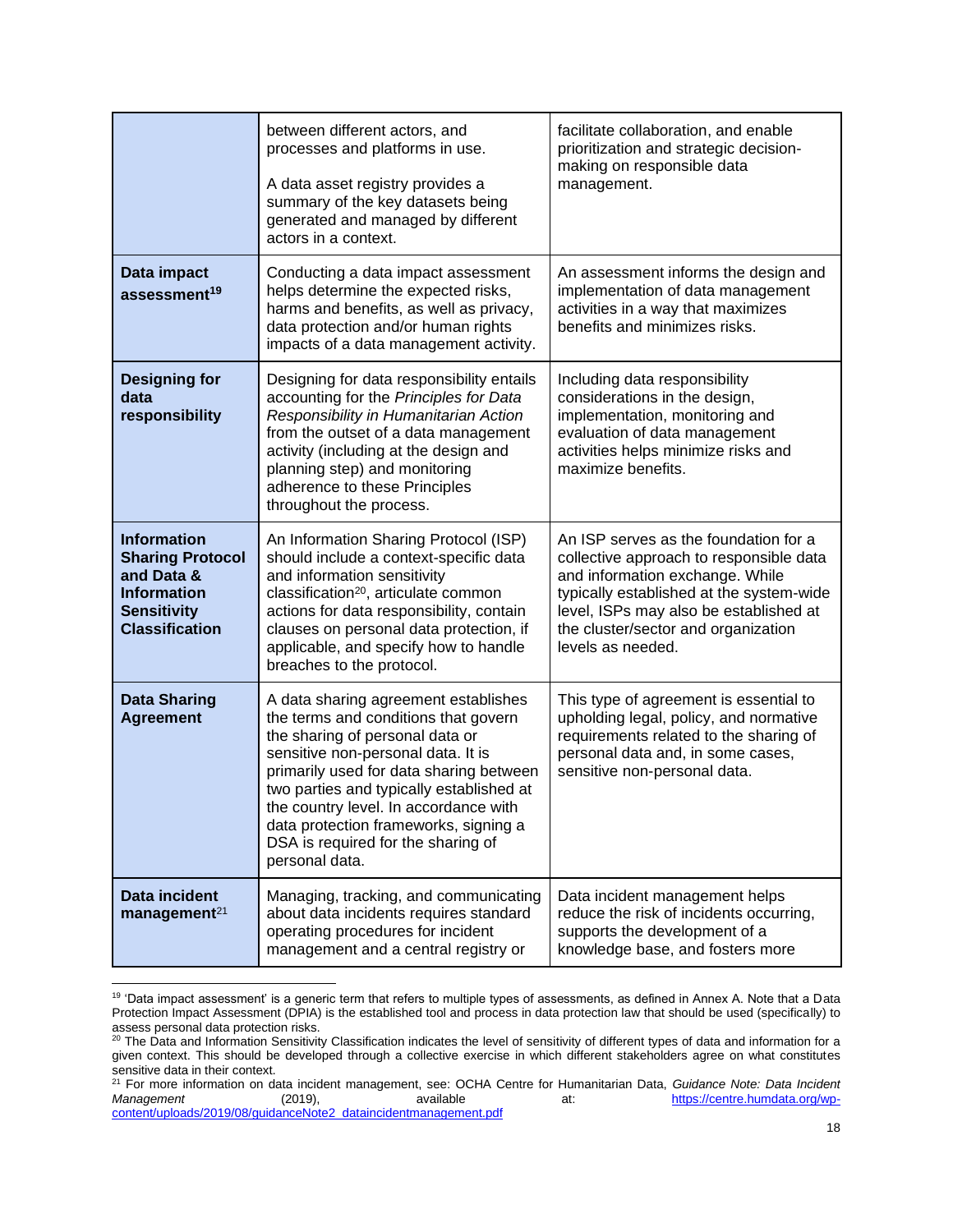| | | |
|---|---|---|
| | between different actors, and processes and platforms in use.<br><br>A data asset registry provides a summary of the key datasets being generated and managed by different actors in a context. | facilitate collaboration, and enable prioritization and strategic decision-making on responsible data management. |
| **Data impact assessment**[19] | Conducting a data impact assessment helps determine the expected risks, harms and benefits, as well as privacy, data protection and/or human rights impacts of a data management activity. | An assessment informs the design and implementation of data management activities in a way that maximizes benefits and minimizes risks. |
| **Designing for data responsibility** | Designing for data responsibility entails accounting for the *Principles for Data Responsibility in Humanitarian Action* from the outset of a data management activity (including at the design and planning step) and monitoring adherence to these Principles throughout the process. | Including data responsibility considerations in the design, implementation, monitoring and evaluation of data management activities helps minimize risks and maximize benefits. |
| **Information Sharing Protocol and Data & Information Sensitivity Classification** | An Information Sharing Protocol (ISP) should include a context-specific data and information sensitivity classification[20], articulate common actions for data responsibility, contain clauses on personal data protection, if applicable, and specify how to handle breaches to the protocol. | An ISP serves as the foundation for a collective approach to responsible data and information exchange. While typically established at the system-wide level, ISPs may also be established at the cluster/sector and organization levels as needed. |
| **Data Sharing Agreement** | A data sharing agreement establishes the terms and conditions that govern the sharing of personal data or sensitive non-personal data. It is primarily used for data sharing between two parties and typically established at the country level. In accordance with data protection frameworks, signing a DSA is required for the sharing of personal data. | This type of agreement is essential to upholding legal, policy, and normative requirements related to the sharing of personal data and, in some cases, sensitive non-personal data. |
| **Data incident management**[21] | Managing, tracking, and communicating about data incidents requires standard operating procedures for incident management and a central registry or | Data incident management helps reduce the risk of incidents occurring, supports the development of a knowledge base, and fosters more |

[19] 'Data impact assessment' is a generic term that refers to multiple types of assessments, as defined in Annex A. Note that a Data Protection Impact Assessment (DPIA) is the established tool and process in data protection law that should be used (specifically) to assess personal data protection risks.

[20] The Data and Information Sensitivity Classification indicates the level of sensitivity of different types of data and information for a given context. This should be developed through a collective exercise in which different stakeholders agree on what constitutes sensitive data in their context.

[21] For more information on data incident management, see: OCHA Centre for Humanitarian Data, *Guidance Note: Data Incident Management* (2019), available at: https://centre.humdata.org/wp-content/uploads/2019/08/guidanceNote2_dataincidentmanagement.pdf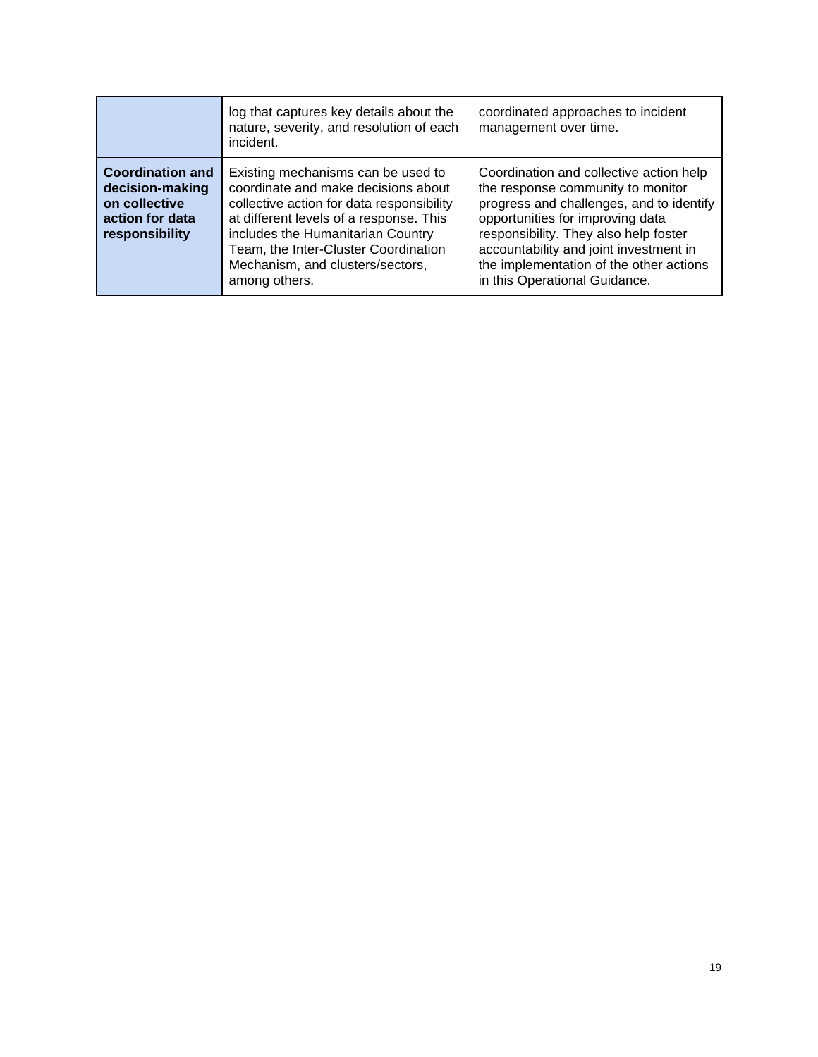| | | |
|---|---|---|
| | log that captures key details about the nature, severity, and resolution of each incident. | coordinated approaches to incident management over time. |
| **Coordination and decision-making on collective action for data responsibility** | Existing mechanisms can be used to coordinate and make decisions about collective action for data responsibility at different levels of a response. This includes the Humanitarian Country Team, the Inter-Cluster Coordination Mechanism, and clusters/sectors, among others. | Coordination and collective action help the response community to monitor progress and challenges, and to identify opportunities for improving data responsibility. They also help foster accountability and joint investment in the implementation of the other actions in this Operational Guidance. |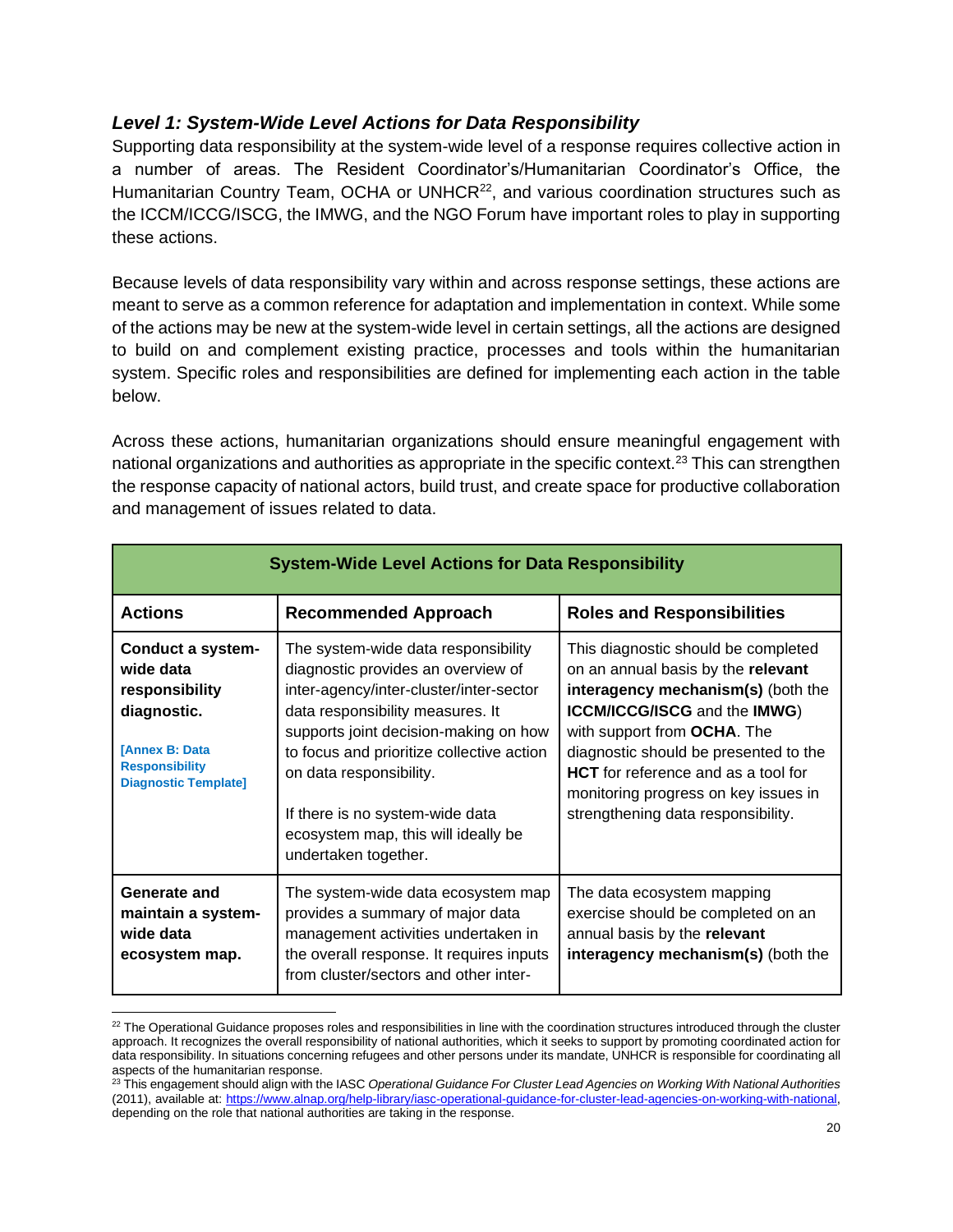### *Level 1: System-Wide Level Actions for Data Responsibility*

Supporting data responsibility at the system-wide level of a response requires collective action in a number of areas. The Resident Coordinator's/Humanitarian Coordinator's Office, the Humanitarian Country Team, OCHA or UNHCR[22], and various coordination structures such as the ICCM/ICCG/ISCG, the IMWG, and the NGO Forum have important roles to play in supporting these actions.

Because levels of data responsibility vary within and across response settings, these actions are meant to serve as a common reference for adaptation and implementation in context. While some of the actions may be new at the system-wide level in certain settings, all the actions are designed to build on and complement existing practice, processes and tools within the humanitarian system. Specific roles and responsibilities are defined for implementing each action in the table below.

Across these actions, humanitarian organizations should ensure meaningful engagement with national organizations and authorities as appropriate in the specific context.[23] This can strengthen the response capacity of national actors, build trust, and create space for productive collaboration and management of issues related to data.

| **System-Wide Level Actions for Data Responsibility** | | |
|---|---|---|
| **Actions** | **Recommended Approach** | **Roles and Responsibilities** |
| **Conduct a system-wide data responsibility diagnostic.**<br><br>**[Annex B: Data Responsibility Diagnostic Template]** | The system-wide data responsibility diagnostic provides an overview of inter-agency/inter-cluster/inter-sector data responsibility measures. It supports joint decision-making on how to focus and prioritize collective action on data responsibility.<br><br>If there is no system-wide data ecosystem map, this will ideally be undertaken together. | This diagnostic should be completed on an annual basis by the **relevant interagency mechanism(s)** (both the **ICCM/ICCG/ISCG** and the **IMWG**) with support from **OCHA**. The diagnostic should be presented to the **HCT** for reference and as a tool for monitoring progress on key issues in strengthening data responsibility. |
| **Generate and maintain a system-wide data ecosystem map.** | The system-wide data ecosystem map provides a summary of major data management activities undertaken in the overall response. It requires inputs from cluster/sectors and other inter- | The data ecosystem mapping exercise should be completed on an annual basis by the **relevant interagency mechanism(s)** (both the |

[22] The Operational Guidance proposes roles and responsibilities in line with the coordination structures introduced through the cluster approach. It recognizes the overall responsibility of national authorities, which it seeks to support by promoting coordinated action for data responsibility. In situations concerning refugees and other persons under its mandate, UNHCR is responsible for coordinating all aspects of the humanitarian response.

[23] This engagement should align with the IASC *Operational Guidance For Cluster Lead Agencies on Working With National Authorities* (2011), available at: https://www.alnap.org/help-library/iasc-operational-guidance-for-cluster-lead-agencies-on-working-with-national, depending on the role that national authorities are taking in the response.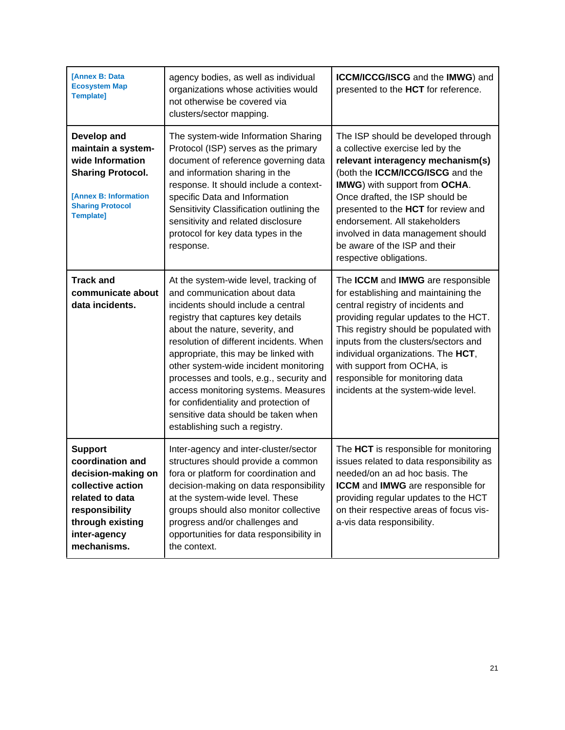| | | |
|---|---|---|
| [Annex B: Data Ecosystem Map Template] | agency bodies, as well as individual organizations whose activities would not otherwise be covered via clusters/sector mapping. | **ICCM/ICCG/ISCG** and the **IMWG**) and presented to the **HCT** for reference. |
| **Develop and maintain a system-wide Information Sharing Protocol.** [Annex B: Information Sharing Protocol Template] | The system-wide Information Sharing Protocol (ISP) serves as the primary document of reference governing data and information sharing in the response. It should include a context-specific Data and Information Sensitivity Classification outlining the sensitivity and related disclosure protocol for key data types in the response. | The ISP should be developed through a collective exercise led by the **relevant interagency mechanism(s)** (both the **ICCM/ICCG/ISCG** and the **IMWG**) with support from **OCHA**. Once drafted, the ISP should be presented to the **HCT** for review and endorsement. All stakeholders involved in data management should be aware of the ISP and their respective obligations. |
| **Track and communicate about data incidents.** | At the system-wide level, tracking of and communication about data incidents should include a central registry that captures key details about the nature, severity, and resolution of different incidents. When appropriate, this may be linked with other system-wide incident monitoring processes and tools, e.g., security and access monitoring systems. Measures for confidentiality and protection of sensitive data should be taken when establishing such a registry. | The **ICCM** and **IMWG** are responsible for establishing and maintaining the central registry of incidents and providing regular updates to the HCT. This registry should be populated with inputs from the clusters/sectors and individual organizations. The **HCT**, with support from OCHA, is responsible for monitoring data incidents at the system-wide level. |
| **Support coordination and decision-making on collective action related to data responsibility through existing inter-agency mechanisms.** | Inter-agency and inter-cluster/sector structures should provide a common fora or platform for coordination and decision-making on data responsibility at the system-wide level. These groups should also monitor collective progress and/or challenges and opportunities for data responsibility in the context. | The **HCT** is responsible for monitoring issues related to data responsibility as needed/on an ad hoc basis. The **ICCM** and **IMWG** are responsible for providing regular updates to the HCT on their respective areas of focus vis-a-vis data responsibility. |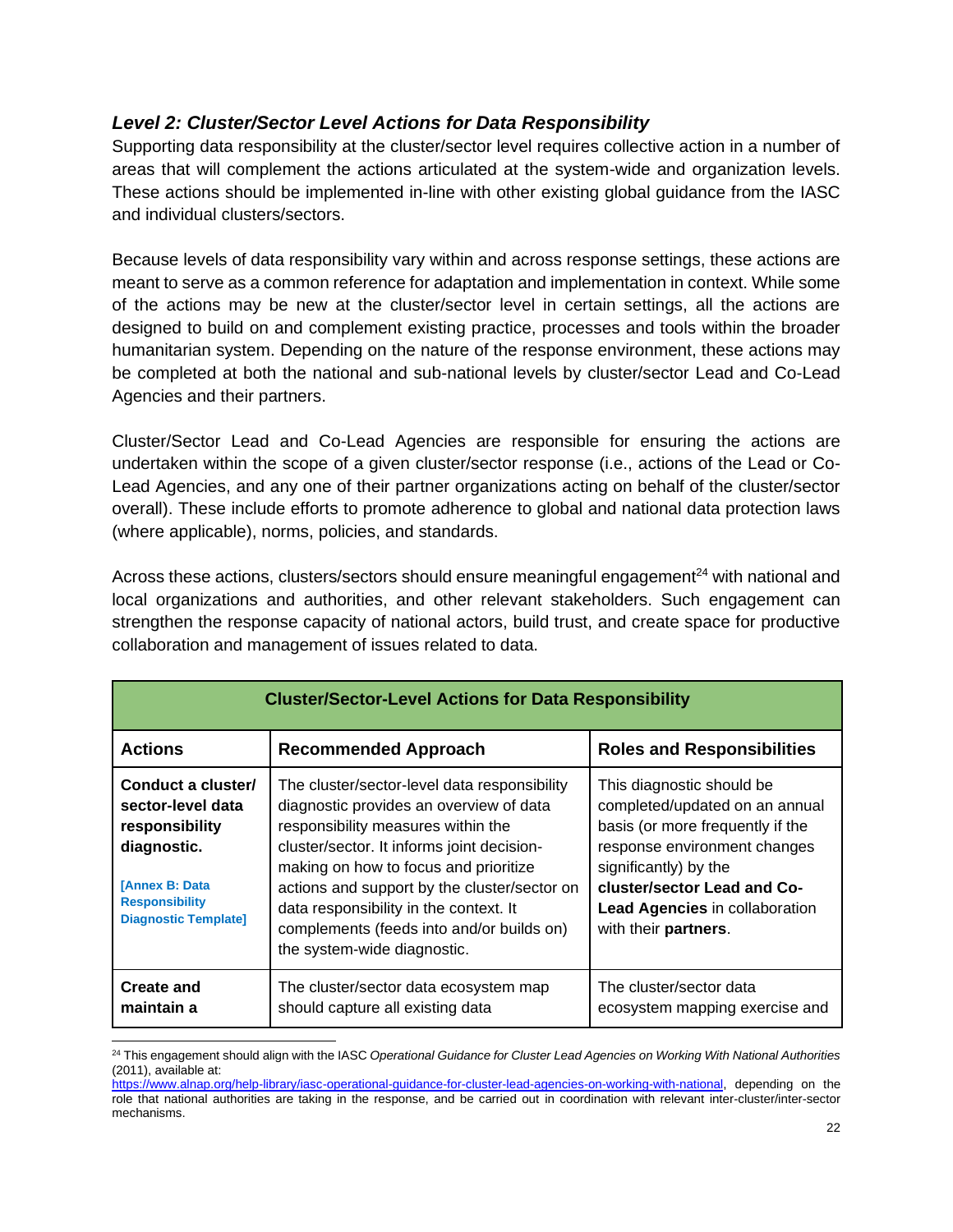### *Level 2: Cluster/Sector Level Actions for Data Responsibility*

Supporting data responsibility at the cluster/sector level requires collective action in a number of areas that will complement the actions articulated at the system-wide and organization levels. These actions should be implemented in-line with other existing global guidance from the IASC and individual clusters/sectors.

Because levels of data responsibility vary within and across response settings, these actions are meant to serve as a common reference for adaptation and implementation in context. While some of the actions may be new at the cluster/sector level in certain settings, all the actions are designed to build on and complement existing practice, processes and tools within the broader humanitarian system. Depending on the nature of the response environment, these actions may be completed at both the national and sub-national levels by cluster/sector Lead and Co-Lead Agencies and their partners.

Cluster/Sector Lead and Co-Lead Agencies are responsible for ensuring the actions are undertaken within the scope of a given cluster/sector response (i.e., actions of the Lead or Co-Lead Agencies, and any one of their partner organizations acting on behalf of the cluster/sector overall). These include efforts to promote adherence to global and national data protection laws (where applicable), norms, policies, and standards.

Across these actions, clusters/sectors should ensure meaningful engagement[24] with national and local organizations and authorities, and other relevant stakeholders. Such engagement can strengthen the response capacity of national actors, build trust, and create space for productive collaboration and management of issues related to data.

| **Cluster/Sector-Level Actions for Data Responsibility** | | |
|---|---|---|
| **Actions** | **Recommended Approach** | **Roles and Responsibilities** |
| **Conduct a cluster/ sector-level data responsibility diagnostic.** [Annex B: Data Responsibility Diagnostic Template] | The cluster/sector-level data responsibility diagnostic provides an overview of data responsibility measures within the cluster/sector. It informs joint decision-making on how to focus and prioritize actions and support by the cluster/sector on data responsibility in the context. It complements (feeds into and/or builds on) the system-wide diagnostic. | This diagnostic should be completed/updated on an annual basis (or more frequently if the response environment changes significantly) by the **cluster/sector Lead and Co-Lead Agencies** in collaboration with their **partners**. |
| **Create and maintain a** | The cluster/sector data ecosystem map should capture all existing data | The cluster/sector data ecosystem mapping exercise and |

[24] This engagement should align with the IASC *Operational Guidance for Cluster Lead Agencies on Working With National Authorities* (2011), available at: https://www.alnap.org/help-library/iasc-operational-guidance-for-cluster-lead-agencies-on-working-with-national, depending on the role that national authorities are taking in the response, and be carried out in coordination with relevant inter-cluster/inter-sector mechanisms.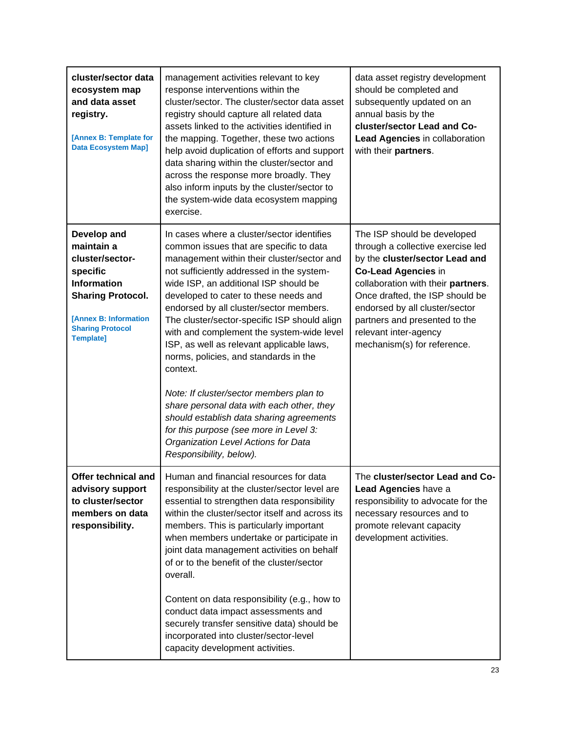| | | |
|---|---|---|
| **cluster/sector data ecosystem map and data asset registry.** <br><br> **[Annex B: Template for Data Ecosystem Map]** | management activities relevant to key response interventions within the cluster/sector. The cluster/sector data asset registry should capture all related data assets linked to the activities identified in the mapping. Together, these two actions help avoid duplication of efforts and support data sharing within the cluster/sector and across the response more broadly. They also inform inputs by the cluster/sector to the system-wide data ecosystem mapping exercise. | data asset registry development should be completed and subsequently updated on an annual basis by the **cluster/sector Lead and Co-Lead Agencies** in collaboration with their **partners**. |
| **Develop and maintain a cluster/sector-specific Information Sharing Protocol.** <br><br> **[Annex B: Information Sharing Protocol Template]** | In cases where a cluster/sector identifies common issues that are specific to data management within their cluster/sector and not sufficiently addressed in the system-wide ISP, an additional ISP should be developed to cater to these needs and endorsed by all cluster/sector members. The cluster/sector-specific ISP should align with and complement the system-wide level ISP, as well as relevant applicable laws, norms, policies, and standards in the context. <br><br> *Note: If cluster/sector members plan to share personal data with each other, they should establish data sharing agreements for this purpose (see more in Level 3: Organization Level Actions for Data Responsibility, below).* | The ISP should be developed through a collective exercise led by the **cluster/sector Lead and Co-Lead Agencies** in collaboration with their **partners**. Once drafted, the ISP should be endorsed by all cluster/sector partners and presented to the relevant inter-agency mechanism(s) for reference. |
| **Offer technical and advisory support to cluster/sector members on data responsibility.** | Human and financial resources for data responsibility at the cluster/sector level are essential to strengthen data responsibility within the cluster/sector itself and across its members. This is particularly important when members undertake or participate in joint data management activities on behalf of or to the benefit of the cluster/sector overall. <br><br> Content on data responsibility (e.g., how to conduct data impact assessments and securely transfer sensitive data) should be incorporated into cluster/sector-level capacity development activities. | The **cluster/sector Lead and Co-Lead Agencies** have a responsibility to advocate for the necessary resources and to promote relevant capacity development activities. |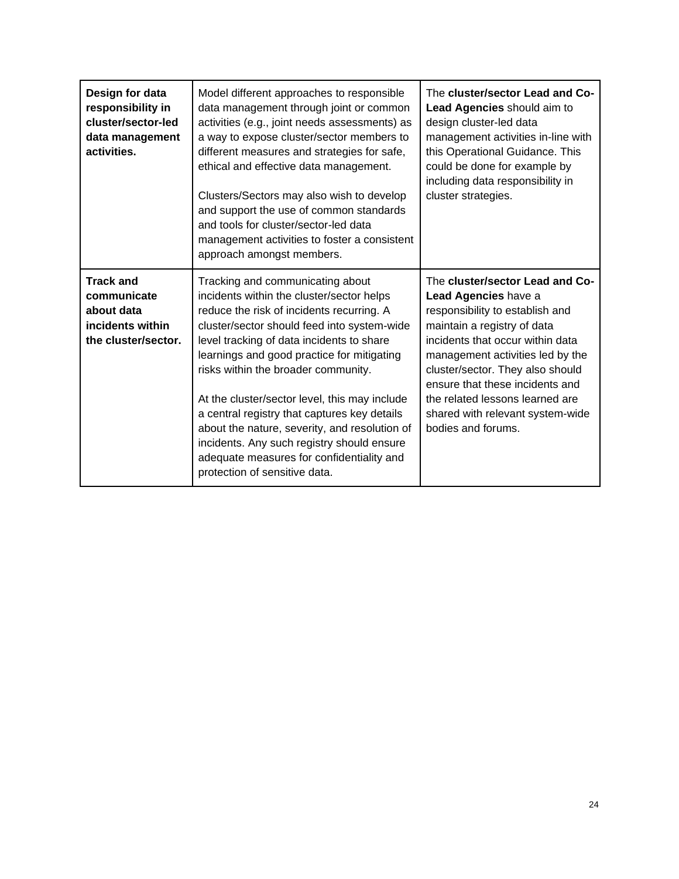| | | |
|---|---|---|
| **Design for data responsibility in cluster/sector-led data management activities.** | Model different approaches to responsible data management through joint or common activities (e.g., joint needs assessments) as a way to expose cluster/sector members to different measures and strategies for safe, ethical and effective data management.<br><br>Clusters/Sectors may also wish to develop and support the use of common standards and tools for cluster/sector-led data management activities to foster a consistent approach amongst members. | The **cluster/sector Lead and Co-Lead Agencies** should aim to design cluster-led data management activities in-line with this Operational Guidance. This could be done for example by including data responsibility in cluster strategies. |
| **Track and communicate about data incidents within the cluster/sector.** | Tracking and communicating about incidents within the cluster/sector helps reduce the risk of incidents recurring. A cluster/sector should feed into system-wide level tracking of data incidents to share learnings and good practice for mitigating risks within the broader community.<br><br>At the cluster/sector level, this may include a central registry that captures key details about the nature, severity, and resolution of incidents. Any such registry should ensure adequate measures for confidentiality and protection of sensitive data. | The **cluster/sector Lead and Co-Lead Agencies** have a responsibility to establish and maintain a registry of data incidents that occur within data management activities led by the cluster/sector. They also should ensure that these incidents and the related lessons learned are shared with relevant system-wide bodies and forums. |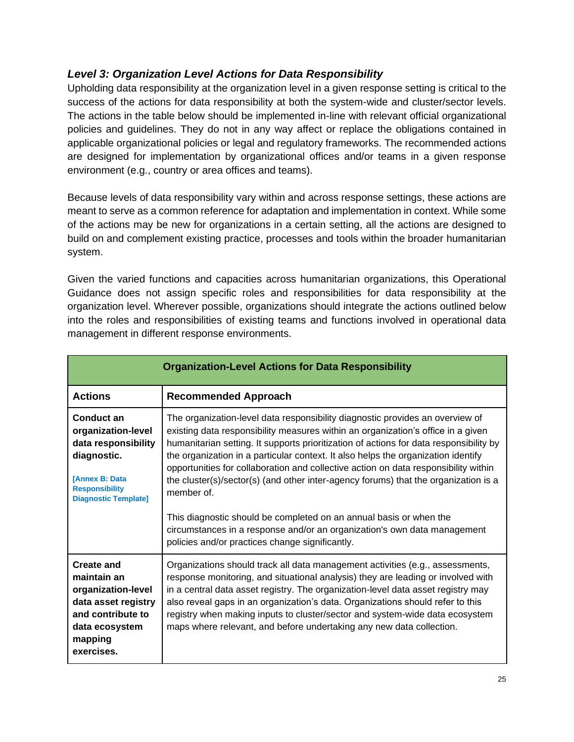### *Level 3: Organization Level Actions for Data Responsibility*

Upholding data responsibility at the organization level in a given response setting is critical to the success of the actions for data responsibility at both the system-wide and cluster/sector levels. The actions in the table below should be implemented in-line with relevant official organizational policies and guidelines. They do not in any way affect or replace the obligations contained in applicable organizational policies or legal and regulatory frameworks. The recommended actions are designed for implementation by organizational offices and/or teams in a given response environment (e.g., country or area offices and teams).

Because levels of data responsibility vary within and across response settings, these actions are meant to serve as a common reference for adaptation and implementation in context. While some of the actions may be new for organizations in a certain setting, all the actions are designed to build on and complement existing practice, processes and tools within the broader humanitarian system.

Given the varied functions and capacities across humanitarian organizations, this Operational Guidance does not assign specific roles and responsibilities for data responsibility at the organization level. Wherever possible, organizations should integrate the actions outlined below into the roles and responsibilities of existing teams and functions involved in operational data management in different response environments.

| **Organization-Level Actions for Data Responsibility** | |
|---|---|
| **Actions** | **Recommended Approach** |
| **Conduct an organization-level data responsibility diagnostic.**<br><br>**[Annex B: Data Responsibility Diagnostic Template]** | The organization-level data responsibility diagnostic provides an overview of existing data responsibility measures within an organization's office in a given humanitarian setting. It supports prioritization of actions for data responsibility by the organization in a particular context. It also helps the organization identify opportunities for collaboration and collective action on data responsibility within the cluster(s)/sector(s) (and other inter-agency forums) that the organization is a member of.<br><br>This diagnostic should be completed on an annual basis or when the circumstances in a response and/or an organization's own data management policies and/or practices change significantly. |
| **Create and maintain an organization-level data asset registry and contribute to data ecosystem mapping exercises.** | Organizations should track all data management activities (e.g., assessments, response monitoring, and situational analysis) they are leading or involved with in a central data asset registry. The organization-level data asset registry may also reveal gaps in an organization's data. Organizations should refer to this registry when making inputs to cluster/sector and system-wide data ecosystem maps where relevant, and before undertaking any new data collection. |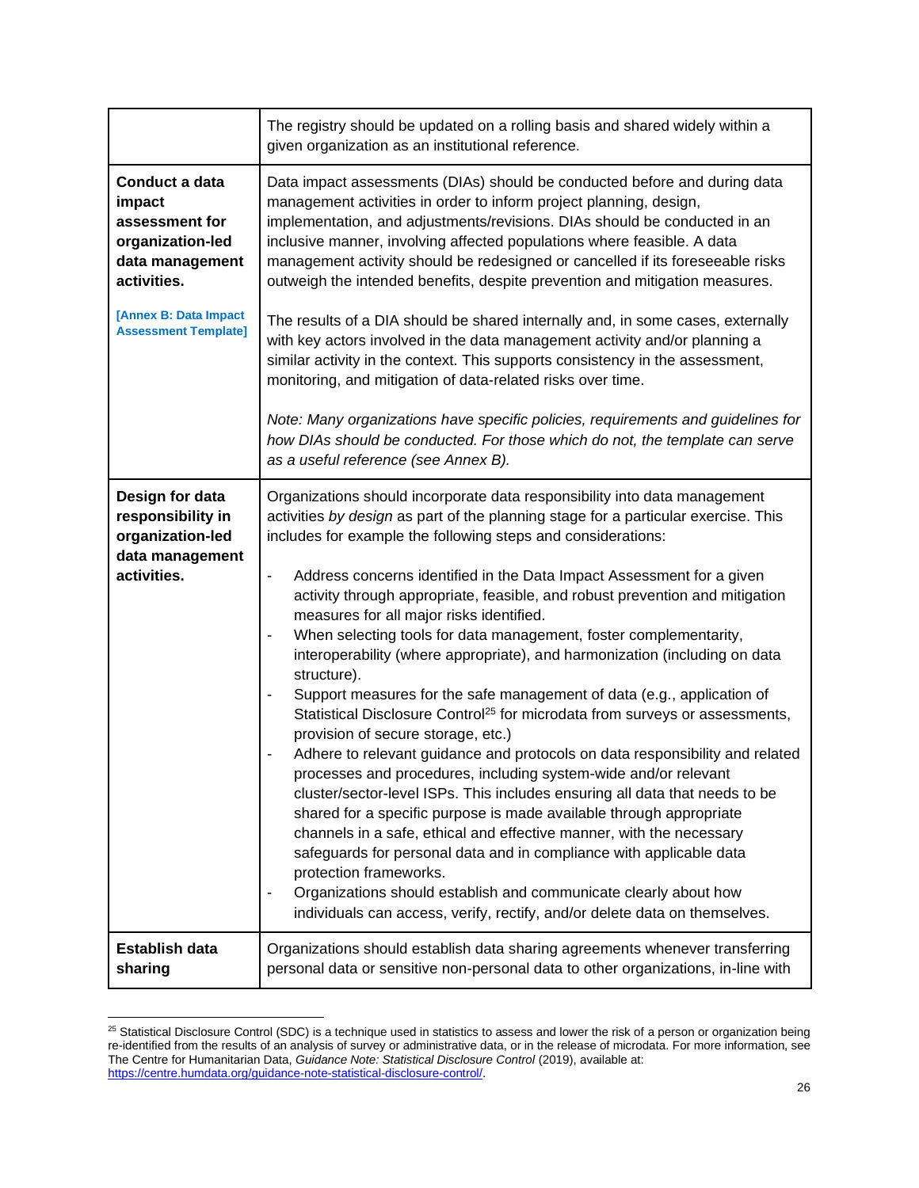| | |
|---|---|
| | The registry should be updated on a rolling basis and shared widely within a given organization as an institutional reference. |
| **Conduct a data impact assessment for organization-led data management activities.**<br><br>**[Annex B: Data Impact Assessment Template]** | Data impact assessments (DIAs) should be conducted before and during data management activities in order to inform project planning, design, implementation, and adjustments/revisions. DIAs should be conducted in an inclusive manner, involving affected populations where feasible. A data management activity should be redesigned or cancelled if its foreseeable risks outweigh the intended benefits, despite prevention and mitigation measures.<br><br>The results of a DIA should be shared internally and, in some cases, externally with key actors involved in the data management activity and/or planning a similar activity in the context. This supports consistency in the assessment, monitoring, and mitigation of data-related risks over time.<br><br>*Note: Many organizations have specific policies, requirements and guidelines for how DIAs should be conducted. For those which do not, the template can serve as a useful reference (see Annex B).* |
| **Design for data responsibility in organization-led data management activities.** | Organizations should incorporate data responsibility into data management activities *by design* as part of the planning stage for a particular exercise. This includes for example the following steps and considerations:<br><br>- Address concerns identified in the Data Impact Assessment for a given activity through appropriate, feasible, and robust prevention and mitigation measures for all major risks identified.<br>- When selecting tools for data management, foster complementarity, interoperability (where appropriate), and harmonization (including on data structure).<br>- Support measures for the safe management of data (e.g., application of Statistical Disclosure Control[25] for microdata from surveys or assessments, provision of secure storage, etc.)<br>- Adhere to relevant guidance and protocols on data responsibility and related processes and procedures, including system-wide and/or relevant cluster/sector-level ISPs. This includes ensuring all data that needs to be shared for a specific purpose is made available through appropriate channels in a safe, ethical and effective manner, with the necessary safeguards for personal data and in compliance with applicable data protection frameworks.<br>- Organizations should establish and communicate clearly about how individuals can access, verify, rectify, and/or delete data on themselves. |
| **Establish data sharing** | Organizations should establish data sharing agreements whenever transferring personal data or sensitive non-personal data to other organizations, in-line with |

[25] Statistical Disclosure Control (SDC) is a technique used in statistics to assess and lower the risk of a person or organization being re-identified from the results of an analysis of survey or administrative data, or in the release of microdata. For more information, see The Centre for Humanitarian Data, *Guidance Note: Statistical Disclosure Control* (2019), available at: https://centre.humdata.org/guidance-note-statistical-disclosure-control/.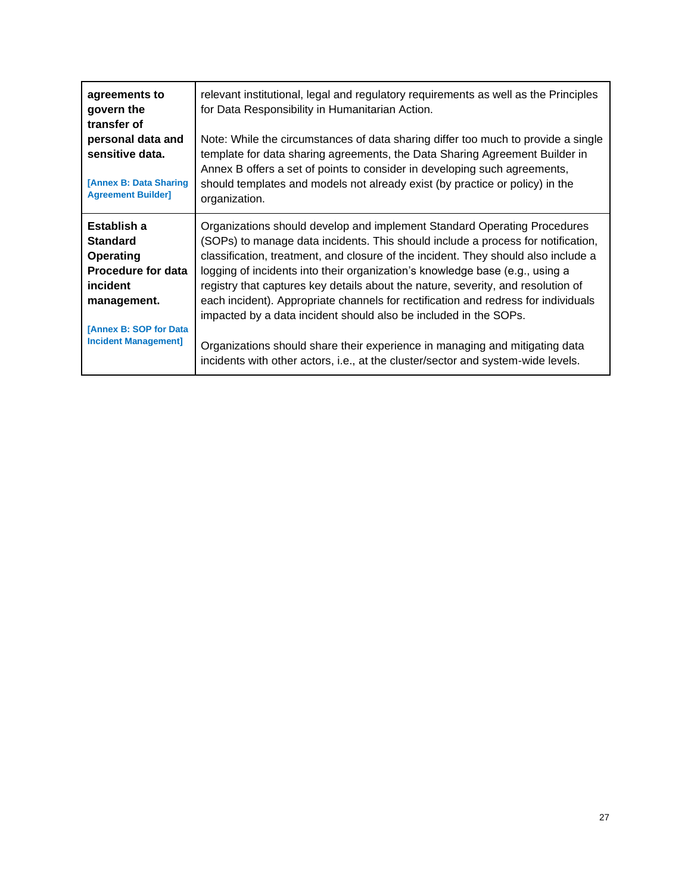| | |
|---|---|
| **agreements to govern the transfer of personal data and sensitive data.**<br><br>**[Annex B: Data Sharing Agreement Builder]** | relevant institutional, legal and regulatory requirements as well as the Principles for Data Responsibility in Humanitarian Action.<br><br>Note: While the circumstances of data sharing differ too much to provide a single template for data sharing agreements, the Data Sharing Agreement Builder in Annex B offers a set of points to consider in developing such agreements, should templates and models not already exist (by practice or policy) in the organization. |
| **Establish a Standard Operating Procedure for data incident management.**<br><br>**[Annex B: SOP for Data Incident Management]** | Organizations should develop and implement Standard Operating Procedures (SOPs) to manage data incidents. This should include a process for notification, classification, treatment, and closure of the incident. They should also include a logging of incidents into their organization's knowledge base (e.g., using a registry that captures key details about the nature, severity, and resolution of each incident). Appropriate channels for rectification and redress for individuals impacted by a data incident should also be included in the SOPs.<br><br>Organizations should share their experience in managing and mitigating data incidents with other actors, i.e., at the cluster/sector and system-wide levels. |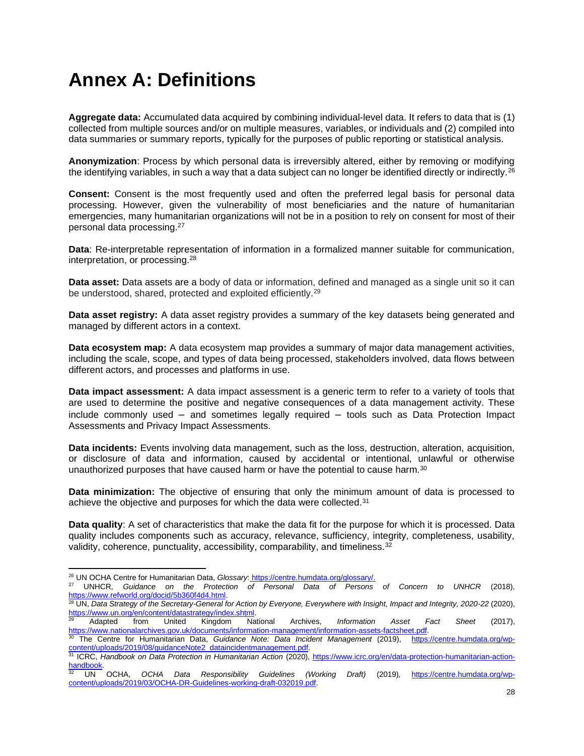# Annex A: Definitions

**Aggregate data:** Accumulated data acquired by combining individual-level data. It refers to data that is (1) collected from multiple sources and/or on multiple measures, variables, or individuals and (2) compiled into data summaries or summary reports, typically for the purposes of public reporting or statistical analysis.

**Anonymization**: Process by which personal data is irreversibly altered, either by removing or modifying the identifying variables, in such a way that a data subject can no longer be identified directly or indirectly.[26]

**Consent:** Consent is the most frequently used and often the preferred legal basis for personal data processing. However, given the vulnerability of most beneficiaries and the nature of humanitarian emergencies, many humanitarian organizations will not be in a position to rely on consent for most of their personal data processing.[27]

**Data**: Re-interpretable representation of information in a formalized manner suitable for communication, interpretation, or processing.[28]

**Data asset:** Data assets are a body of data or information, defined and managed as a single unit so it can be understood, shared, protected and exploited efficiently.[29]

**Data asset registry:** A data asset registry provides a summary of the key datasets being generated and managed by different actors in a context.

**Data ecosystem map:** A data ecosystem map provides a summary of major data management activities, including the scale, scope, and types of data being processed, stakeholders involved, data flows between different actors, and processes and platforms in use.

**Data impact assessment:** A data impact assessment is a generic term to refer to a variety of tools that are used to determine the positive and negative consequences of a data management activity. These include commonly used – and sometimes legally required – tools such as Data Protection Impact Assessments and Privacy Impact Assessments.

**Data incidents:** Events involving data management, such as the loss, destruction, alteration, acquisition, or disclosure of data and information, caused by accidental or intentional, unlawful or otherwise unauthorized purposes that have caused harm or have the potential to cause harm.[30]

**Data minimization:** The objective of ensuring that only the minimum amount of data is processed to achieve the objective and purposes for which the data were collected.[31]

**Data quality**: A set of characteristics that make the data fit for the purpose for which it is processed. Data quality includes components such as accuracy, relevance, sufficiency, integrity, completeness, usability, validity, coherence, punctuality, accessibility, comparability, and timeliness.[32]

---

[26] UN OCHA Centre for Humanitarian Data, *Glossary*: https://centre.humdata.org/glossary/.

[27] UNHCR, *Guidance on the Protection of Personal Data of Persons of Concern to UNHCR* (2018), https://www.refworld.org/docid/5b360f4d4.html.

[28] UN, *Data Strategy of the Secretary-General for Action by Everyone, Everywhere with Insight, Impact and Integrity, 2020-22* (2020), https://www.un.org/en/content/datastrategy/index.shtml.

[29] Adapted from United Kingdom National Archives, *Information Asset Fact Sheet* (2017), https://www.nationalarchives.gov.uk/documents/information-management/information-assets-factsheet.pdf.

[30] The Centre for Humanitarian Data, *Guidance Note: Data Incident Management* (2019), https://centre.humdata.org/wp-content/uploads/2019/08/guidanceNote2_dataincidentmanagement.pdf.

[31] ICRC, *Handbook on Data Protection in Humanitarian Action* (2020), https://www.icrc.org/en/data-protection-humanitarian-action-handbook.

[32] UN OCHA, *OCHA Data Responsibility Guidelines (Working Draft)* (2019), https://centre.humdata.org/wp-content/uploads/2019/03/OCHA-DR-Guidelines-working-draft-032019.pdf.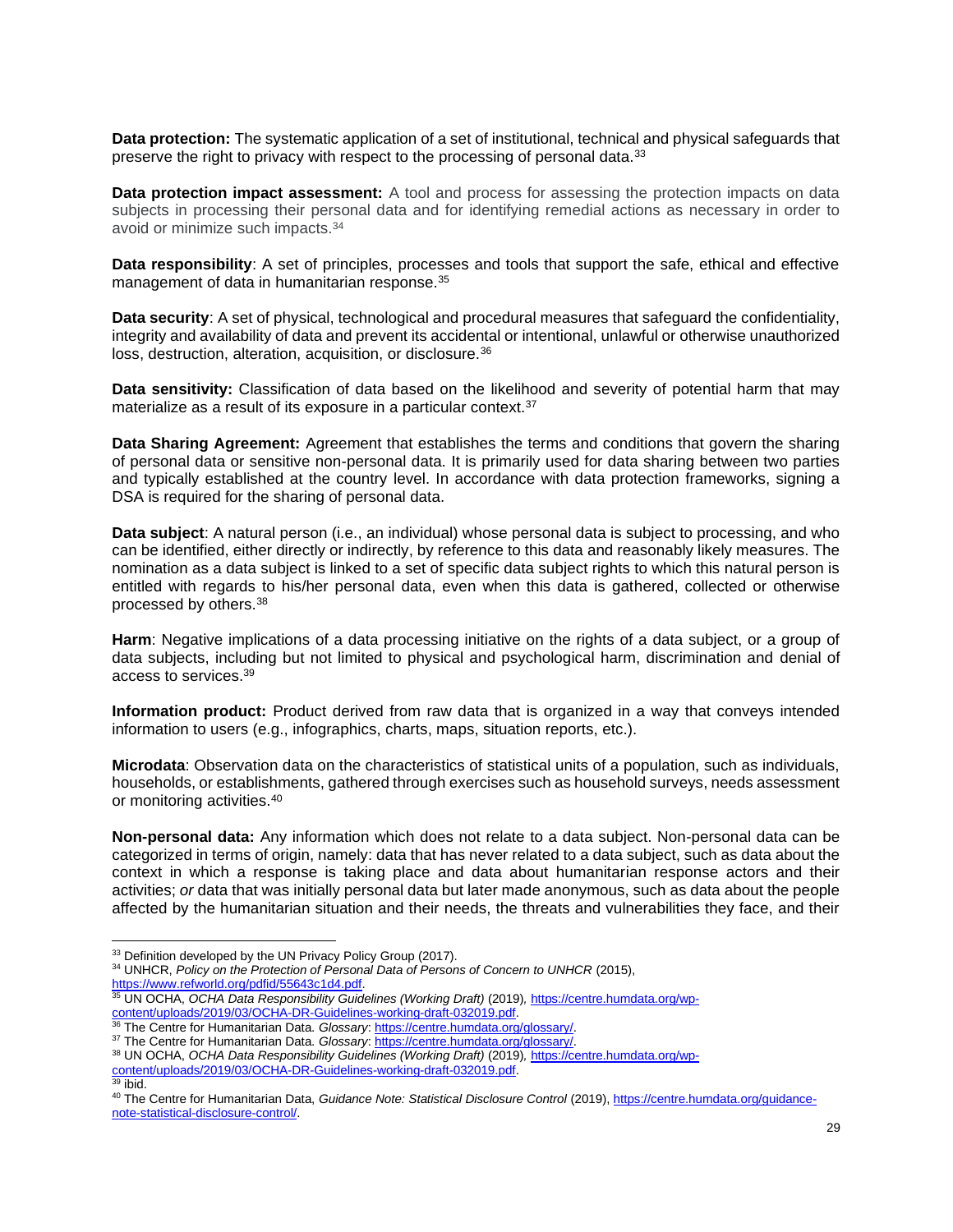**Data protection:** The systematic application of a set of institutional, technical and physical safeguards that preserve the right to privacy with respect to the processing of personal data.[33]

**Data protection impact assessment:** A tool and process for assessing the protection impacts on data subjects in processing their personal data and for identifying remedial actions as necessary in order to avoid or minimize such impacts.[34]

**Data responsibility**: A set of principles, processes and tools that support the safe, ethical and effective management of data in humanitarian response.[35]

**Data security**: A set of physical, technological and procedural measures that safeguard the confidentiality, integrity and availability of data and prevent its accidental or intentional, unlawful or otherwise unauthorized loss, destruction, alteration, acquisition, or disclosure.[36]

**Data sensitivity:** Classification of data based on the likelihood and severity of potential harm that may materialize as a result of its exposure in a particular context.[37]

**Data Sharing Agreement:** Agreement that establishes the terms and conditions that govern the sharing of personal data or sensitive non-personal data. It is primarily used for data sharing between two parties and typically established at the country level. In accordance with data protection frameworks, signing a DSA is required for the sharing of personal data.

**Data subject**: A natural person (i.e., an individual) whose personal data is subject to processing, and who can be identified, either directly or indirectly, by reference to this data and reasonably likely measures. The nomination as a data subject is linked to a set of specific data subject rights to which this natural person is entitled with regards to his/her personal data, even when this data is gathered, collected or otherwise processed by others.[38]

**Harm**: Negative implications of a data processing initiative on the rights of a data subject, or a group of data subjects, including but not limited to physical and psychological harm, discrimination and denial of access to services.[39]

**Information product:** Product derived from raw data that is organized in a way that conveys intended information to users (e.g., infographics, charts, maps, situation reports, etc.).

**Microdata**: Observation data on the characteristics of statistical units of a population, such as individuals, households, or establishments, gathered through exercises such as household surveys, needs assessment or monitoring activities.[40]

**Non-personal data:** Any information which does not relate to a data subject. Non-personal data can be categorized in terms of origin, namely: data that has never related to a data subject, such as data about the context in which a response is taking place and data about humanitarian response actors and their activities; *or* data that was initially personal data but later made anonymous, such as data about the people affected by the humanitarian situation and their needs, the threats and vulnerabilities they face, and their

---

[33] Definition developed by the UN Privacy Policy Group (2017).

[34] UNHCR, *Policy on the Protection of Personal Data of Persons of Concern to UNHCR* (2015), https://www.refworld.org/pdfid/55643c1d4.pdf.

[35] UN OCHA, *OCHA Data Responsibility Guidelines (Working Draft)* (2019), https://centre.humdata.org/wp-content/uploads/2019/03/OCHA-DR-Guidelines-working-draft-032019.pdf.

[36] The Centre for Humanitarian Data. *Glossary*: https://centre.humdata.org/glossary/.

[37] The Centre for Humanitarian Data. *Glossary*: https://centre.humdata.org/glossary/.

[38] UN OCHA, *OCHA Data Responsibility Guidelines (Working Draft)* (2019), https://centre.humdata.org/wp-content/uploads/2019/03/OCHA-DR-Guidelines-working-draft-032019.pdf.

[39] ibid.

[40] The Centre for Humanitarian Data, *Guidance Note: Statistical Disclosure Control* (2019), https://centre.humdata.org/guidance-note-statistical-disclosure-control/.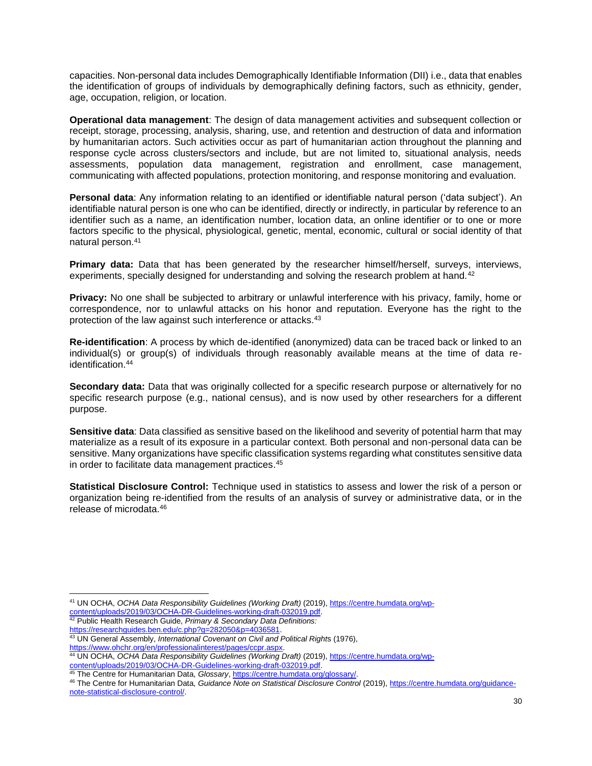capacities. Non-personal data includes Demographically Identifiable Information (DII) i.e., data that enables the identification of groups of individuals by demographically defining factors, such as ethnicity, gender, age, occupation, religion, or location.

**Operational data management**: The design of data management activities and subsequent collection or receipt, storage, processing, analysis, sharing, use, and retention and destruction of data and information by humanitarian actors. Such activities occur as part of humanitarian action throughout the planning and response cycle across clusters/sectors and include, but are not limited to, situational analysis, needs assessments, population data management, registration and enrollment, case management, communicating with affected populations, protection monitoring, and response monitoring and evaluation.

**Personal data**: Any information relating to an identified or identifiable natural person ('data subject'). An identifiable natural person is one who can be identified, directly or indirectly, in particular by reference to an identifier such as a name, an identification number, location data, an online identifier or to one or more factors specific to the physical, physiological, genetic, mental, economic, cultural or social identity of that natural person.[41]

**Primary data:** Data that has been generated by the researcher himself/herself, surveys, interviews, experiments, specially designed for understanding and solving the research problem at hand.[42]

**Privacy:** No one shall be subjected to arbitrary or unlawful interference with his privacy, family, home or correspondence, nor to unlawful attacks on his honor and reputation. Everyone has the right to the protection of the law against such interference or attacks.[43]

**Re-identification**: A process by which de-identified (anonymized) data can be traced back or linked to an individual(s) or group(s) of individuals through reasonably available means at the time of data re-identification.[44]

**Secondary data:** Data that was originally collected for a specific research purpose or alternatively for no specific research purpose (e.g., national census), and is now used by other researchers for a different purpose.

**Sensitive data**: Data classified as sensitive based on the likelihood and severity of potential harm that may materialize as a result of its exposure in a particular context. Both personal and non-personal data can be sensitive. Many organizations have specific classification systems regarding what constitutes sensitive data in order to facilitate data management practices.[45]

**Statistical Disclosure Control:** Technique used in statistics to assess and lower the risk of a person or organization being re-identified from the results of an analysis of survey or administrative data, or in the release of microdata.[46]

---

[41] UN OCHA, *OCHA Data Responsibility Guidelines (Working Draft)* (2019), https://centre.humdata.org/wp-content/uploads/2019/03/OCHA-DR-Guidelines-working-draft-032019.pdf.

[42] Public Health Research Guide, *Primary & Secondary Data Definitions:* https://researchguides.ben.edu/c.php?g=282050&p=4036581.

[43] UN General Assembly, *International Covenant on Civil and Political Rights* (1976), https://www.ohchr.org/en/professionalinterest/pages/ccpr.aspx.

[44] UN OCHA, *OCHA Data Responsibility Guidelines (Working Draft)* (2019), https://centre.humdata.org/wp-content/uploads/2019/03/OCHA-DR-Guidelines-working-draft-032019.pdf.

[45] The Centre for Humanitarian Data, *Glossary*, https://centre.humdata.org/glossary/.

[46] The Centre for Humanitarian Data, *Guidance Note on Statistical Disclosure Control* (2019), https://centre.humdata.org/guidance-note-statistical-disclosure-control/.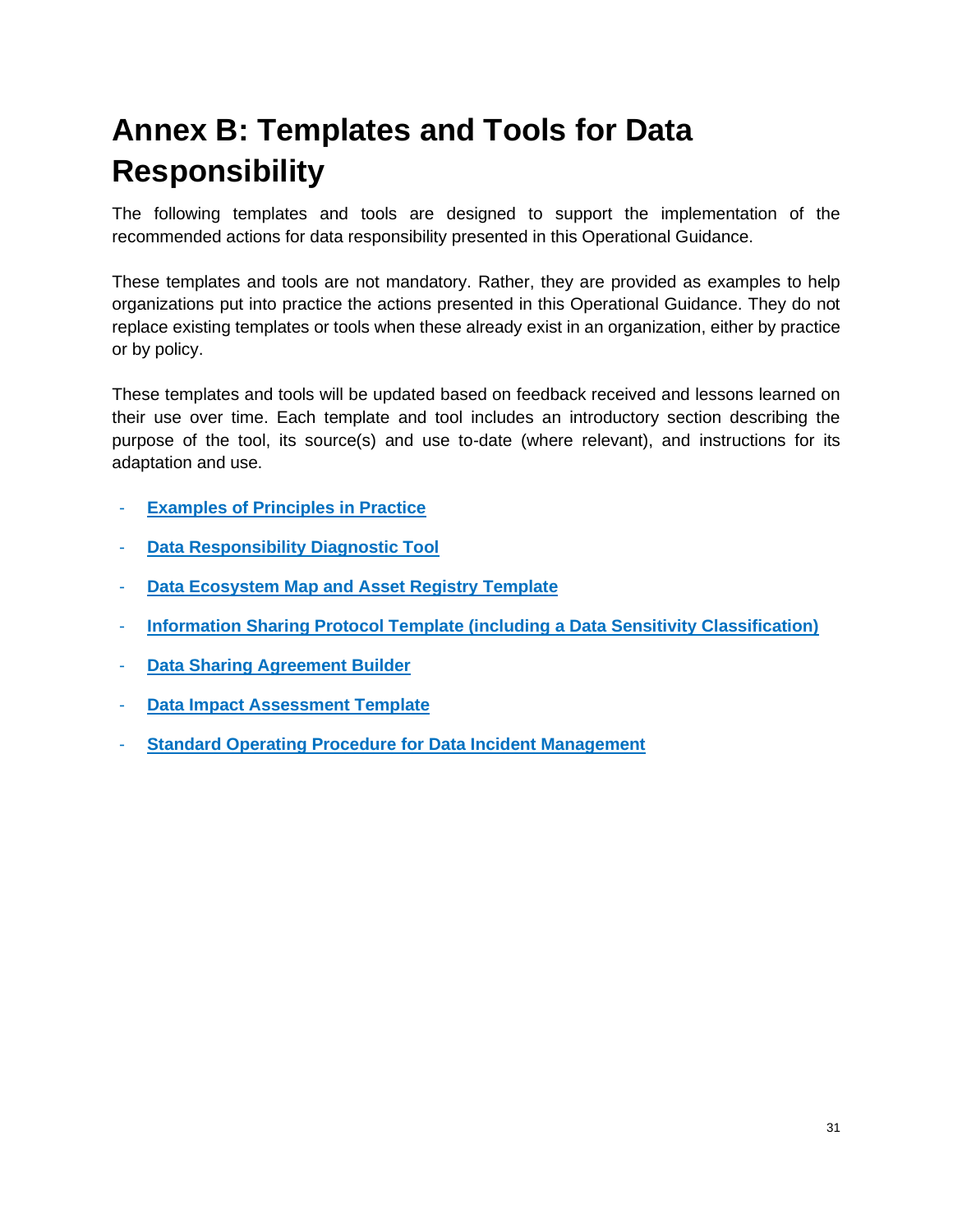# Annex B: Templates and Tools for Data Responsibility

The following templates and tools are designed to support the implementation of the recommended actions for data responsibility presented in this Operational Guidance.

These templates and tools are not mandatory. Rather, they are provided as examples to help organizations put into practice the actions presented in this Operational Guidance. They do not replace existing templates or tools when these already exist in an organization, either by practice or by policy.

These templates and tools will be updated based on feedback received and lessons learned on their use over time. Each template and tool includes an introductory section describing the purpose of the tool, its source(s) and use to-date (where relevant), and instructions for its adaptation and use.

- **Examples of Principles in Practice**
- **Data Responsibility Diagnostic Tool**
- **Data Ecosystem Map and Asset Registry Template**
- **Information Sharing Protocol Template (including a Data Sensitivity Classification)**
- **Data Sharing Agreement Builder**
- **Data Impact Assessment Template**
- **Standard Operating Procedure for Data Incident Management**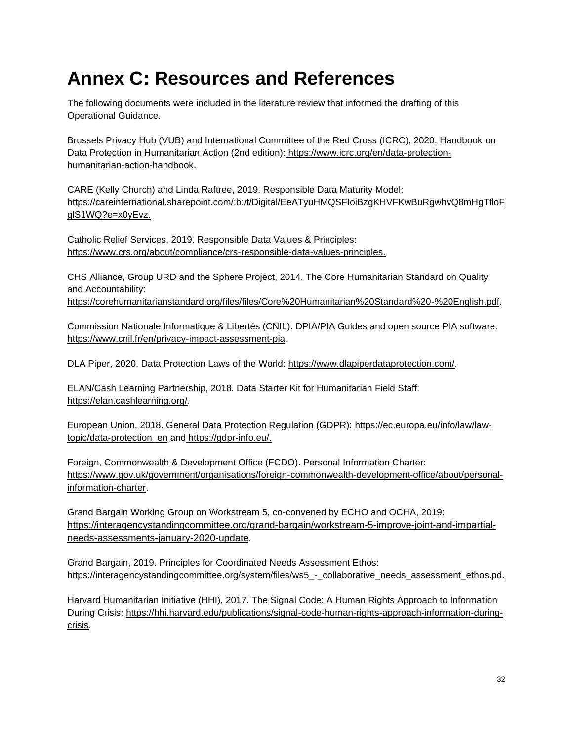# Annex C: Resources and References

The following documents were included in the literature review that informed the drafting of this Operational Guidance.

Brussels Privacy Hub (VUB) and International Committee of the Red Cross (ICRC), 2020. Handbook on Data Protection in Humanitarian Action (2nd edition): https://www.icrc.org/en/data-protection-humanitarian-action-handbook.

CARE (Kelly Church) and Linda Raftree, 2019. Responsible Data Maturity Model: https://careinternational.sharepoint.com/:b:/t/Digital/EeATyuHMQSFIoiBzgKHVFKwBuRgwhvQ8mHgTfloFglS1WQ?e=x0yEvz.

Catholic Relief Services, 2019. Responsible Data Values & Principles: https://www.crs.org/about/compliance/crs-responsible-data-values-principles.

CHS Alliance, Group URD and the Sphere Project, 2014. The Core Humanitarian Standard on Quality and Accountability: https://corehumanitarianstandard.org/files/files/Core%20Humanitarian%20Standard%20-%20English.pdf.

Commission Nationale Informatique & Libertés (CNIL). DPIA/PIA Guides and open source PIA software: https://www.cnil.fr/en/privacy-impact-assessment-pia.

DLA Piper, 2020. Data Protection Laws of the World: https://www.dlapiperdataprotection.com/.

ELAN/Cash Learning Partnership, 2018. Data Starter Kit for Humanitarian Field Staff: https://elan.cashlearning.org/.

European Union, 2018. General Data Protection Regulation (GDPR): https://ec.europa.eu/info/law/law-topic/data-protection_en and https://gdpr-info.eu/.

Foreign, Commonwealth & Development Office (FCDO). Personal Information Charter: https://www.gov.uk/government/organisations/foreign-commonwealth-development-office/about/personal-information-charter.

Grand Bargain Working Group on Workstream 5, co-convened by ECHO and OCHA, 2019: https://interagencystandingcommittee.org/grand-bargain/workstream-5-improve-joint-and-impartial-needs-assessments-january-2020-update.

Grand Bargain, 2019. Principles for Coordinated Needs Assessment Ethos: https://interagencystandingcommittee.org/system/files/ws5_-_collaborative_needs_assessment_ethos.pd.

Harvard Humanitarian Initiative (HHI), 2017. The Signal Code: A Human Rights Approach to Information During Crisis: https://hhi.harvard.edu/publications/signal-code-human-rights-approach-information-during-crisis.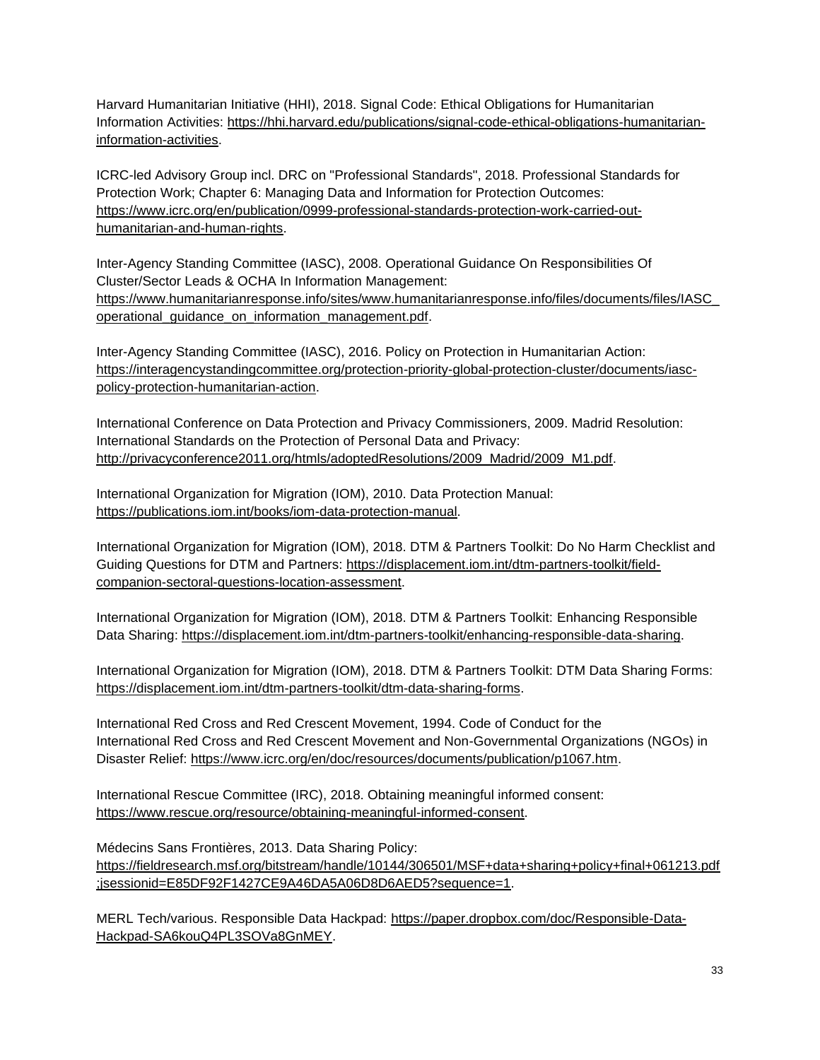Harvard Humanitarian Initiative (HHI), 2018. Signal Code: Ethical Obligations for Humanitarian Information Activities: https://hhi.harvard.edu/publications/signal-code-ethical-obligations-humanitarian-information-activities.

ICRC-led Advisory Group incl. DRC on "Professional Standards", 2018. Professional Standards for Protection Work; Chapter 6: Managing Data and Information for Protection Outcomes: https://www.icrc.org/en/publication/0999-professional-standards-protection-work-carried-out-humanitarian-and-human-rights.

Inter-Agency Standing Committee (IASC), 2008. Operational Guidance On Responsibilities Of Cluster/Sector Leads & OCHA In Information Management: https://www.humanitarianresponse.info/sites/www.humanitarianresponse.info/files/documents/files/IASC_operational_guidance_on_information_management.pdf.

Inter-Agency Standing Committee (IASC), 2016. Policy on Protection in Humanitarian Action: https://interagencystandingcommittee.org/protection-priority-global-protection-cluster/documents/iasc-policy-protection-humanitarian-action.

International Conference on Data Protection and Privacy Commissioners, 2009. Madrid Resolution: International Standards on the Protection of Personal Data and Privacy: http://privacyconference2011.org/htmls/adoptedResolutions/2009_Madrid/2009_M1.pdf.

International Organization for Migration (IOM), 2010. Data Protection Manual: https://publications.iom.int/books/iom-data-protection-manual.

International Organization for Migration (IOM), 2018. DTM & Partners Toolkit: Do No Harm Checklist and Guiding Questions for DTM and Partners: https://displacement.iom.int/dtm-partners-toolkit/field-companion-sectoral-questions-location-assessment.

International Organization for Migration (IOM), 2018. DTM & Partners Toolkit: Enhancing Responsible Data Sharing: https://displacement.iom.int/dtm-partners-toolkit/enhancing-responsible-data-sharing.

International Organization for Migration (IOM), 2018. DTM & Partners Toolkit: DTM Data Sharing Forms: https://displacement.iom.int/dtm-partners-toolkit/dtm-data-sharing-forms.

International Red Cross and Red Crescent Movement, 1994. Code of Conduct for the International Red Cross and Red Crescent Movement and Non-Governmental Organizations (NGOs) in Disaster Relief: https://www.icrc.org/en/doc/resources/documents/publication/p1067.htm.

International Rescue Committee (IRC), 2018. Obtaining meaningful informed consent: https://www.rescue.org/resource/obtaining-meaningful-informed-consent.

Médecins Sans Frontières, 2013. Data Sharing Policy: https://fieldresearch.msf.org/bitstream/handle/10144/306501/MSF+data+sharing+policy+final+061213.pdf;jsessionid=E85DF92F1427CE9A46DA5A06D8D6AED5?sequence=1.

MERL Tech/various. Responsible Data Hackpad: https://paper.dropbox.com/doc/Responsible-Data-Hackpad-SA6kouQ4PL3SOVa8GnMEY.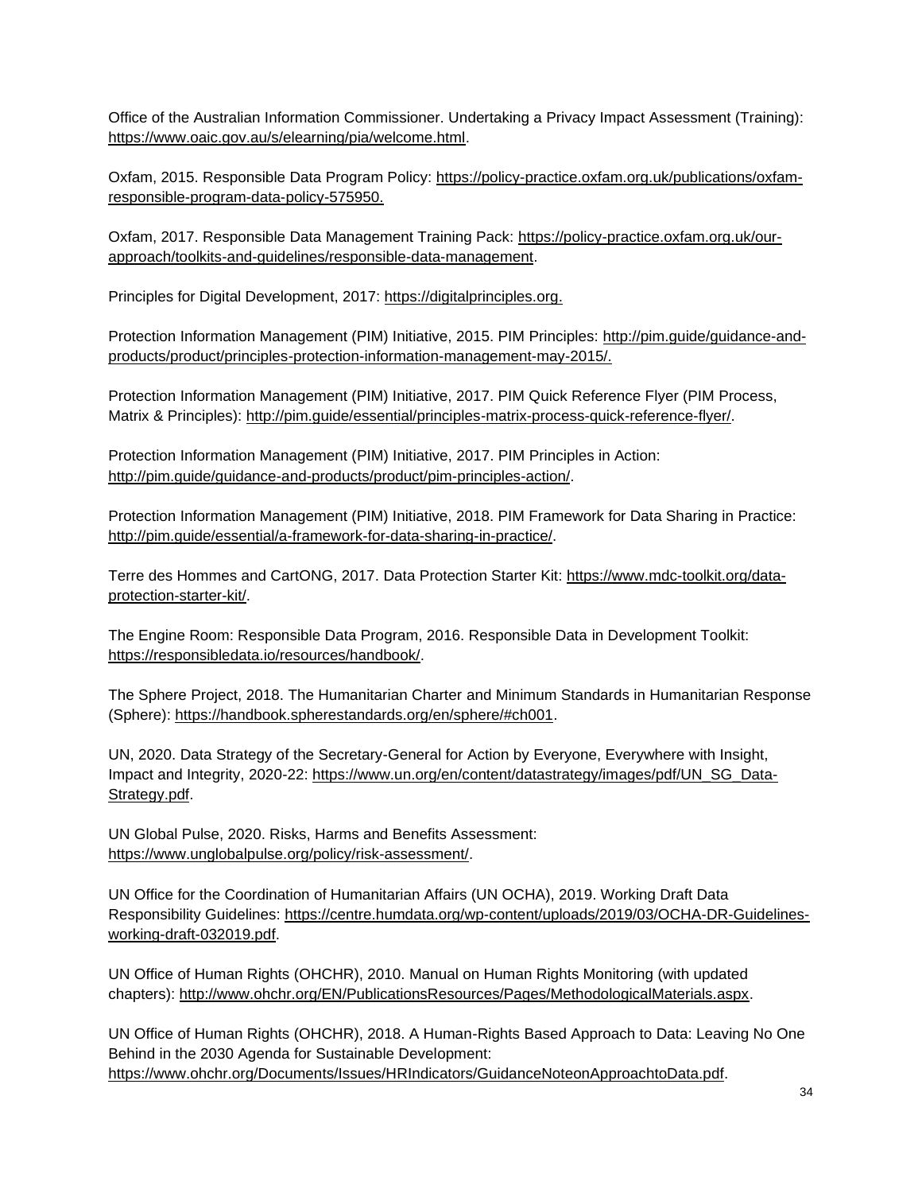Office of the Australian Information Commissioner. Undertaking a Privacy Impact Assessment (Training): https://www.oaic.gov.au/s/elearning/pia/welcome.html.

Oxfam, 2015. Responsible Data Program Policy: https://policy-practice.oxfam.org.uk/publications/oxfam-responsible-program-data-policy-575950.

Oxfam, 2017. Responsible Data Management Training Pack: https://policy-practice.oxfam.org.uk/our-approach/toolkits-and-guidelines/responsible-data-management.

Principles for Digital Development, 2017: https://digitalprinciples.org.

Protection Information Management (PIM) Initiative, 2015. PIM Principles: http://pim.guide/guidance-and-products/product/principles-protection-information-management-may-2015/.

Protection Information Management (PIM) Initiative, 2017. PIM Quick Reference Flyer (PIM Process, Matrix & Principles): http://pim.guide/essential/principles-matrix-process-quick-reference-flyer/.

Protection Information Management (PIM) Initiative, 2017. PIM Principles in Action: http://pim.guide/guidance-and-products/product/pim-principles-action/.

Protection Information Management (PIM) Initiative, 2018. PIM Framework for Data Sharing in Practice: http://pim.guide/essential/a-framework-for-data-sharing-in-practice/.

Terre des Hommes and CartONG, 2017. Data Protection Starter Kit: https://www.mdc-toolkit.org/data-protection-starter-kit/.

The Engine Room: Responsible Data Program, 2016. Responsible Data in Development Toolkit: https://responsibledata.io/resources/handbook/.

The Sphere Project, 2018. The Humanitarian Charter and Minimum Standards in Humanitarian Response (Sphere): https://handbook.spherestandards.org/en/sphere/#ch001.

UN, 2020. Data Strategy of the Secretary-General for Action by Everyone, Everywhere with Insight, Impact and Integrity, 2020-22: https://www.un.org/en/content/datastrategy/images/pdf/UN_SG_Data-Strategy.pdf.

UN Global Pulse, 2020. Risks, Harms and Benefits Assessment: https://www.unglobalpulse.org/policy/risk-assessment/.

UN Office for the Coordination of Humanitarian Affairs (UN OCHA), 2019. Working Draft Data Responsibility Guidelines: https://centre.humdata.org/wp-content/uploads/2019/03/OCHA-DR-Guidelines-working-draft-032019.pdf.

UN Office of Human Rights (OHCHR), 2010. Manual on Human Rights Monitoring (with updated chapters): http://www.ohchr.org/EN/PublicationsResources/Pages/MethodologicalMaterials.aspx.

UN Office of Human Rights (OHCHR), 2018. A Human-Rights Based Approach to Data: Leaving No One Behind in the 2030 Agenda for Sustainable Development: https://www.ohchr.org/Documents/Issues/HRIndicators/GuidanceNoteonApproachtoData.pdf.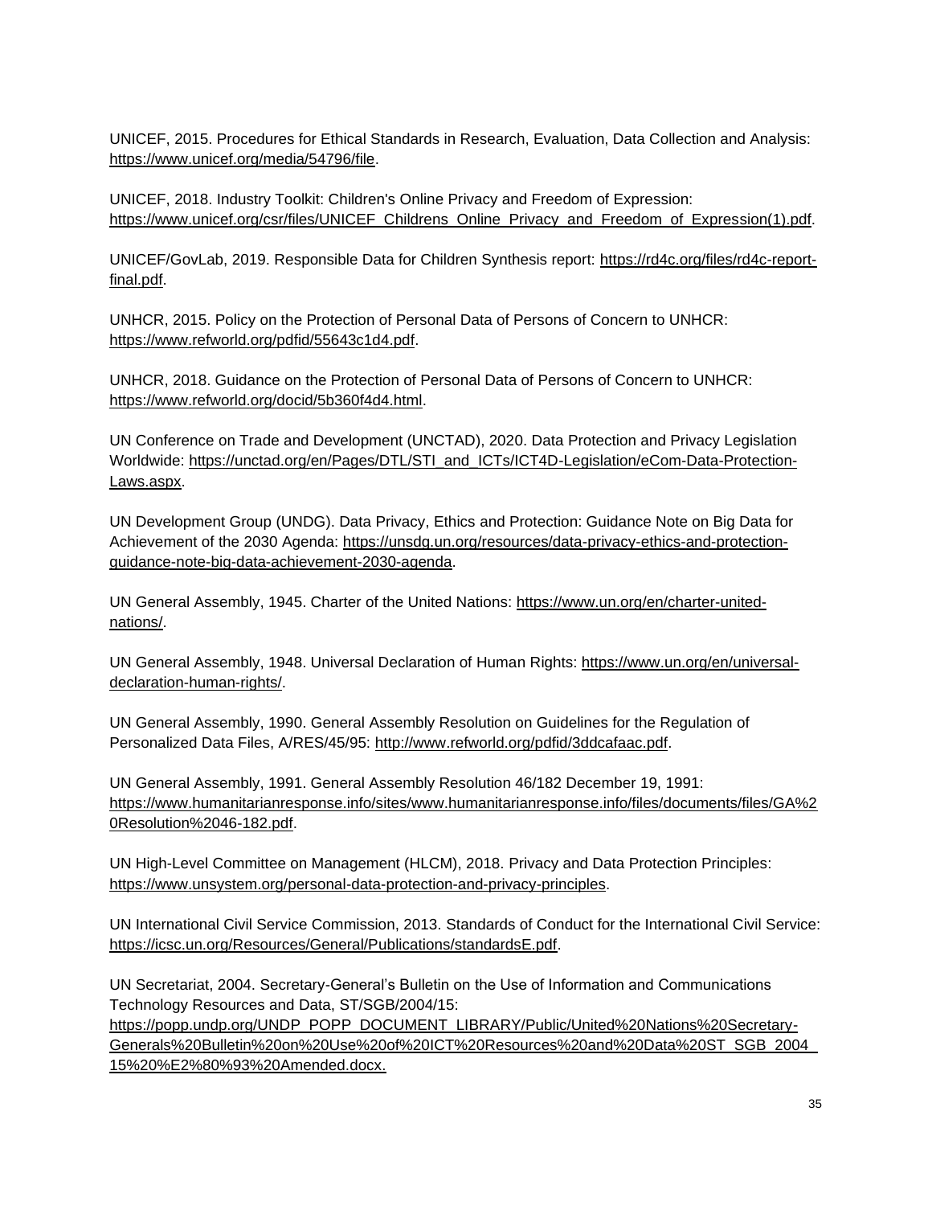UNICEF, 2015. Procedures for Ethical Standards in Research, Evaluation, Data Collection and Analysis: https://www.unicef.org/media/54796/file.

UNICEF, 2018. Industry Toolkit: Children's Online Privacy and Freedom of Expression: https://www.unicef.org/csr/files/UNICEF_Childrens_Online_Privacy_and_Freedom_of_Expression(1).pdf.

UNICEF/GovLab, 2019. Responsible Data for Children Synthesis report: https://rd4c.org/files/rd4c-report-final.pdf.

UNHCR, 2015. Policy on the Protection of Personal Data of Persons of Concern to UNHCR: https://www.refworld.org/pdfid/55643c1d4.pdf.

UNHCR, 2018. Guidance on the Protection of Personal Data of Persons of Concern to UNHCR: https://www.refworld.org/docid/5b360f4d4.html.

UN Conference on Trade and Development (UNCTAD), 2020. Data Protection and Privacy Legislation Worldwide: https://unctad.org/en/Pages/DTL/STI_and_ICTs/ICT4D-Legislation/eCom-Data-Protection-Laws.aspx.

UN Development Group (UNDG). Data Privacy, Ethics and Protection: Guidance Note on Big Data for Achievement of the 2030 Agenda: https://unsdg.un.org/resources/data-privacy-ethics-and-protection-guidance-note-big-data-achievement-2030-agenda.

UN General Assembly, 1945. Charter of the United Nations: https://www.un.org/en/charter-united-nations/.

UN General Assembly, 1948. Universal Declaration of Human Rights: https://www.un.org/en/universal-declaration-human-rights/.

UN General Assembly, 1990. General Assembly Resolution on Guidelines for the Regulation of Personalized Data Files, A/RES/45/95: http://www.refworld.org/pdfid/3ddcafaac.pdf.

UN General Assembly, 1991. General Assembly Resolution 46/182 December 19, 1991: https://www.humanitarianresponse.info/sites/www.humanitarianresponse.info/files/documents/files/GA%20Resolution%2046-182.pdf.

UN High-Level Committee on Management (HLCM), 2018. Privacy and Data Protection Principles: https://www.unsystem.org/personal-data-protection-and-privacy-principles.

UN International Civil Service Commission, 2013. Standards of Conduct for the International Civil Service: https://icsc.un.org/Resources/General/Publications/standardsE.pdf.

UN Secretariat, 2004. Secretary-General's Bulletin on the Use of Information and Communications Technology Resources and Data, ST/SGB/2004/15: https://popp.undp.org/UNDP_POPP_DOCUMENT_LIBRARY/Public/United%20Nations%20Secretary-Generals%20Bulletin%20on%20Use%20of%20ICT%20Resources%20and%20Data%20ST_SGB_2004_15%20%E2%80%93%20Amended.docx.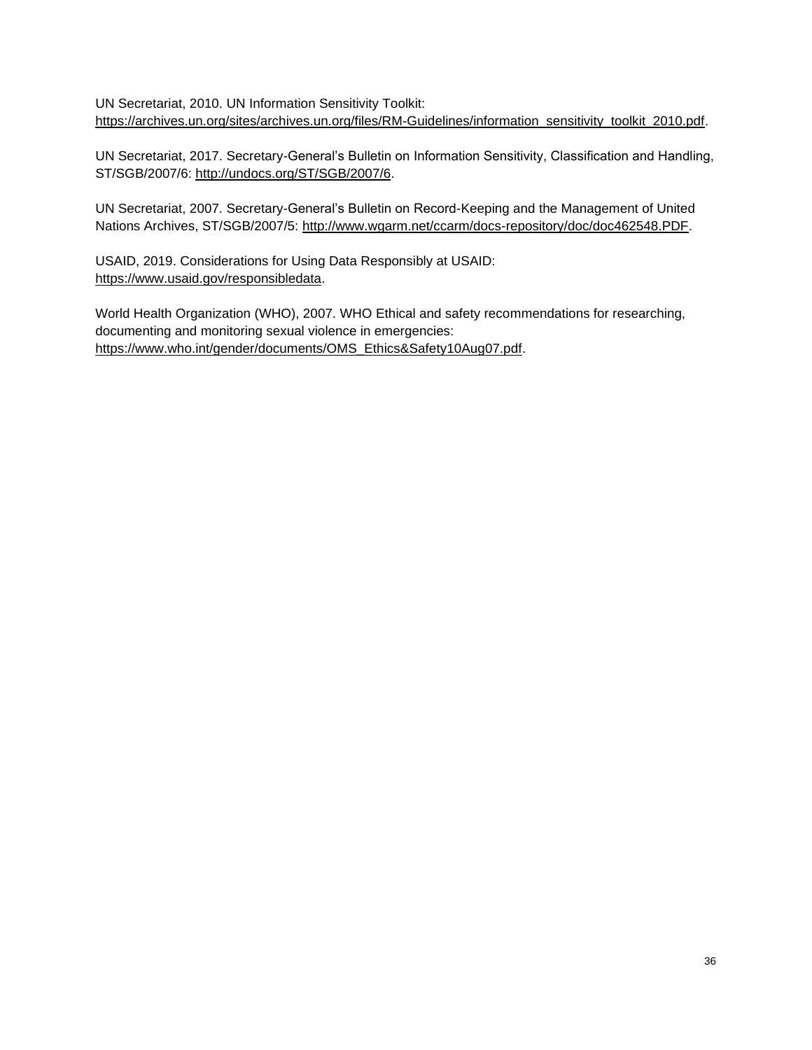UN Secretariat, 2010. UN Information Sensitivity Toolkit: https://archives.un.org/sites/archives.un.org/files/RM-Guidelines/information_sensitivity_toolkit_2010.pdf.

UN Secretariat, 2017. Secretary-General's Bulletin on Information Sensitivity, Classification and Handling, ST/SGB/2007/6: http://undocs.org/ST/SGB/2007/6.

UN Secretariat, 2007. Secretary-General's Bulletin on Record-Keeping and the Management of United Nations Archives, ST/SGB/2007/5: http://www.wgarm.net/ccarm/docs-repository/doc/doc462548.PDF.

USAID, 2019. Considerations for Using Data Responsibly at USAID: https://www.usaid.gov/responsibledata.

World Health Organization (WHO), 2007. WHO Ethical and safety recommendations for researching, documenting and monitoring sexual violence in emergencies: https://www.who.int/gender/documents/OMS_Ethics&Safety10Aug07.pdf.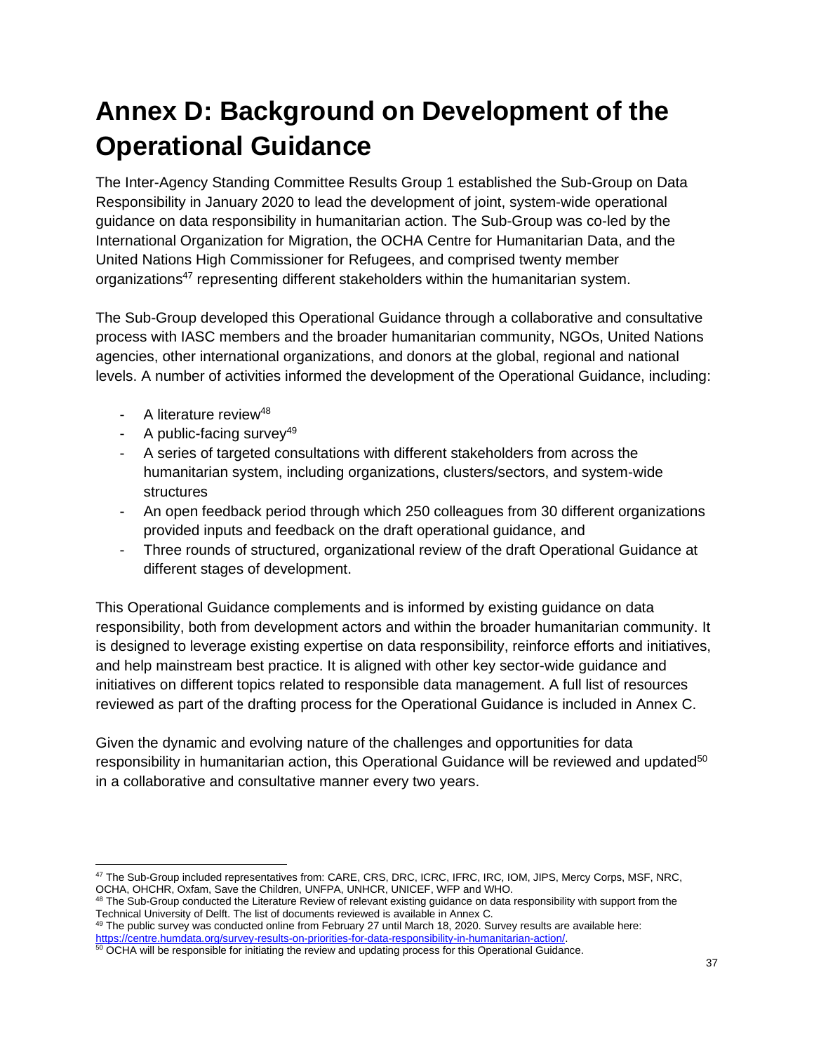# Annex D: Background on Development of the Operational Guidance

The Inter-Agency Standing Committee Results Group 1 established the Sub-Group on Data Responsibility in January 2020 to lead the development of joint, system-wide operational guidance on data responsibility in humanitarian action. The Sub-Group was co-led by the International Organization for Migration, the OCHA Centre for Humanitarian Data, and the United Nations High Commissioner for Refugees, and comprised twenty member organizations[47] representing different stakeholders within the humanitarian system.

The Sub-Group developed this Operational Guidance through a collaborative and consultative process with IASC members and the broader humanitarian community, NGOs, United Nations agencies, other international organizations, and donors at the global, regional and national levels. A number of activities informed the development of the Operational Guidance, including:

- A literature review[48]
- A public-facing survey[49]
- A series of targeted consultations with different stakeholders from across the humanitarian system, including organizations, clusters/sectors, and system-wide structures
- An open feedback period through which 250 colleagues from 30 different organizations provided inputs and feedback on the draft operational guidance, and
- Three rounds of structured, organizational review of the draft Operational Guidance at different stages of development.

This Operational Guidance complements and is informed by existing guidance on data responsibility, both from development actors and within the broader humanitarian community. It is designed to leverage existing expertise on data responsibility, reinforce efforts and initiatives, and help mainstream best practice. It is aligned with other key sector-wide guidance and initiatives on different topics related to responsible data management. A full list of resources reviewed as part of the drafting process for the Operational Guidance is included in Annex C.

Given the dynamic and evolving nature of the challenges and opportunities for data responsibility in humanitarian action, this Operational Guidance will be reviewed and updated[50] in a collaborative and consultative manner every two years.

---

[47] The Sub-Group included representatives from: CARE, CRS, DRC, ICRC, IFRC, IRC, IOM, JIPS, Mercy Corps, MSF, NRC, OCHA, OHCHR, Oxfam, Save the Children, UNFPA, UNHCR, UNICEF, WFP and WHO.

[48] The Sub-Group conducted the Literature Review of relevant existing guidance on data responsibility with support from the Technical University of Delft. The list of documents reviewed is available in Annex C.

[49] The public survey was conducted online from February 27 until March 18, 2020. Survey results are available here: https://centre.humdata.org/survey-results-on-priorities-for-data-responsibility-in-humanitarian-action/.

[50] OCHA will be responsible for initiating the review and updating process for this Operational Guidance.